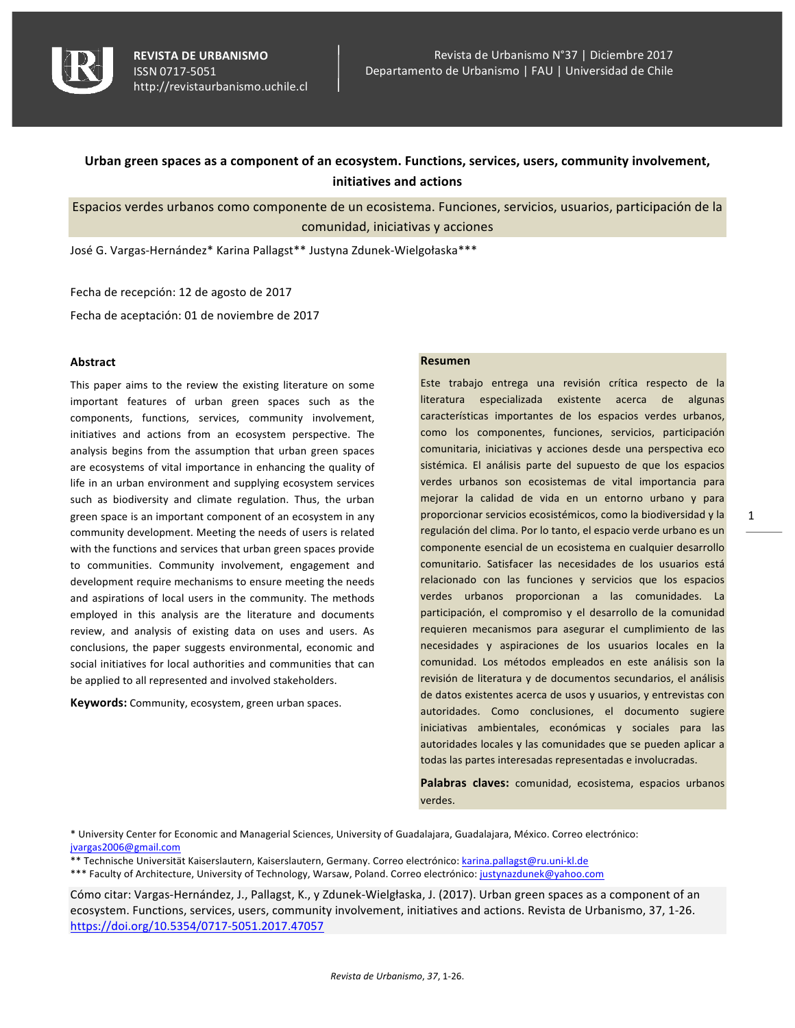# Urban green spaces as a component of an ecosystem. Functions, services, users, community involvement, initiatives and actions

## Espacios verdes urbanos como componente de un ecosistema. Funciones, servicios, usuarios, participación de la comunidad, iniciativas y acciones

José G. Vargas-Hernández* Karina Pallagst** Justyna Zdunek-Wielgołaska***

Fecha de recepción: 12 de agosto de 2017

Fecha de aceptación: 01 de noviembre de 2017

### Abstract

This paper aims to the review the existing literature on some important features of urban green spaces such as the components, functions, services, community involvement, initiatives and actions from an ecosystem perspective. The analysis begins from the assumption that urban green spaces are ecosystems of vital importance in enhancing the quality of life in an urban environment and supplying ecosystem services such as biodiversity and climate regulation. Thus, the urban green space is an important component of an ecosystem in any community development. Meeting the needs of users is related with the functions and services that urban green spaces provide to communities. Community involvement, engagement and development require mechanisms to ensure meeting the needs and aspirations of local users in the community. The methods employed in this analysis are the literature and documents review, and analysis of existing data on uses and users. As conclusions, the paper suggests environmental, economic and social initiatives for local authorities and communities that can be applied to all represented and involved stakeholders.

**Keywords:** Community, ecosystem, green urban spaces.

### Resumen

Este trabajo entrega una revisión crítica respecto de la literatura especializada existente acerca de algunas características importantes de los espacios verdes urbanos, como los componentes, funciones, servicios, participación comunitaria, iniciativas y acciones desde una perspectiva eco sistémica. El análisis parte del supuesto de que los espacios verdes urbanos son ecosistemas de vital importancia para mejorar la calidad de vida en un entorno urbano y para proporcionar servicios ecosistémicos, como la biodiversidad y la regulación del clima. Por lo tanto, el espacio verde urbano es un componente esencial de un ecosistema en cualquier desarrollo comunitario. Satisfacer las necesidades de los usuarios está relacionado con las funciones y servicios que los espacios verdes urbanos proporcionan a las comunidades. La participación, el compromiso y el desarrollo de la comunidad requieren mecanismos para asegurar el cumplimiento de las necesidades y aspiraciones de los usuarios locales en la comunidad. Los métodos empleados en este análisis son la revisión de literatura y de documentos secundarios, el análisis de datos existentes acerca de usos y usuarios, y entrevistas con autoridades. Como conclusiones, el documento sugiere iniciativas ambientales, económicas y sociales para las autoridades locales y las comunidades que se pueden aplicar a todas las partes interesadas representadas e involucradas.

**Palabras claves:** comunidad, ecosistema, espacios urbanos verdes.

* University Center for Economic and Managerial Sciences, University of Guadalajara, Guadalajara, México. Correo electrónico: jvargas2006@gmail.com

** Technische Universität Kaiserslautern, Kaiserslautern, Germany. Correo electrónico: karina.pallagst@ru.uni-kl.de

*** Faculty of Architecture, University of Technology, Warsaw, Poland. Correo electrónico: justynazdunek@yahoo.com

Cómo citar: Vargas-Hernández, J., Pallagst, K., y Zdunek-Wielgłaska, J. (2017). Urban green spaces as a component of an ecosystem. Functions, services, users, community involvement, initiatives and actions. Revista de Urbanismo, 37, 1-26. https://doi.org/10.5354/0717-5051.2017.47057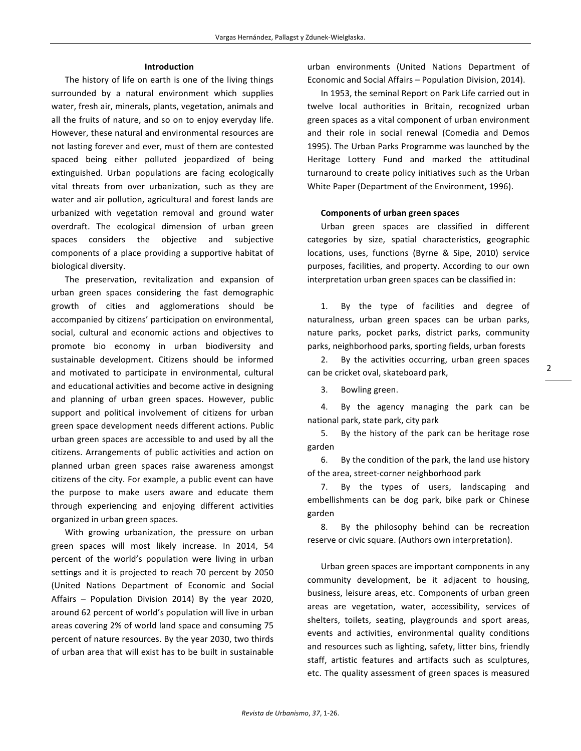## Introduction

The history of life on earth is one of the living things surrounded by a natural environment which supplies water, fresh air, minerals, plants, vegetation, animals and all the fruits of nature, and so on to enjoy everyday life. However, these natural and environmental resources are not lasting forever and ever, must of them are contested spaced being either polluted jeopardized of being extinguished. Urban populations are facing ecologically vital threats from over urbanization, such as they are water and air pollution, agricultural and forest lands are urbanized with vegetation removal and ground water overdraft. The ecological dimension of urban green spaces considers the objective and subjective components of a place providing a supportive habitat of biological diversity.

The preservation, revitalization and expansion of urban green spaces considering the fast demographic growth of cities and agglomerations should be accompanied by citizens' participation on environmental, social, cultural and economic actions and objectives to promote bio economy in urban biodiversity and sustainable development. Citizens should be informed and motivated to participate in environmental, cultural and educational activities and become active in designing and planning of urban green spaces. However, public support and political involvement of citizens for urban green space development needs different actions. Public urban green spaces are accessible to and used by all the citizens. Arrangements of public activities and action on planned urban green spaces raise awareness amongst citizens of the city. For example, a public event can have the purpose to make users aware and educate them through experiencing and enjoying different activities organized in urban green spaces.

With growing urbanization, the pressure on urban green spaces will most likely increase. In 2014, 54 percent of the world's population were living in urban settings and it is projected to reach 70 percent by 2050 (United Nations Department of Economic and Social Affairs – Population Division 2014) By the year 2020, around 62 percent of world's population will live in urban areas covering 2% of world land space and consuming 75 percent of nature resources. By the year 2030, two thirds of urban area that will exist has to be built in sustainable urban environments (United Nations Department of Economic and Social Affairs – Population Division, 2014).

In 1953, the seminal Report on Park Life carried out in twelve local authorities in Britain, recognized urban green spaces as a vital component of urban environment and their role in social renewal (Comedia and Demos 1995). The Urban Parks Programme was launched by the Heritage Lottery Fund and marked the attitudinal turnaround to create policy initiatives such as the Urban White Paper (Department of the Environment, 1996).

### Components of urban green spaces

Urban green spaces are classified in different categories by size, spatial characteristics, geographic locations, uses, functions (Byrne & Sipe, 2010) service purposes, facilities, and property. According to our own interpretation urban green spaces can be classified in:

1. By the type of facilities and degree of naturalness, urban green spaces can be urban parks, nature parks, pocket parks, district parks, community parks, neighborhood parks, sporting fields, urban forests
2. By the activities occurring, urban green spaces can be cricket oval, skateboard park,
3. Bowling green.
4. By the agency managing the park can be national park, state park, city park
5. By the history of the park can be heritage rose garden
6. By the condition of the park, the land use history of the area, street-corner neighborhood park
7. By the types of users, landscaping and embellishments can be dog park, bike park or Chinese garden
8. By the philosophy behind can be recreation reserve or civic square. (Authors own interpretation).

Urban green spaces are important components in any community development, be it adjacent to housing, business, leisure areas, etc. Components of urban green areas are vegetation, water, accessibility, services of shelters, toilets, seating, playgrounds and sport areas, events and activities, environmental quality conditions and resources such as lighting, safety, litter bins, friendly staff, artistic features and artifacts such as sculptures, etc. The quality assessment of green spaces is measured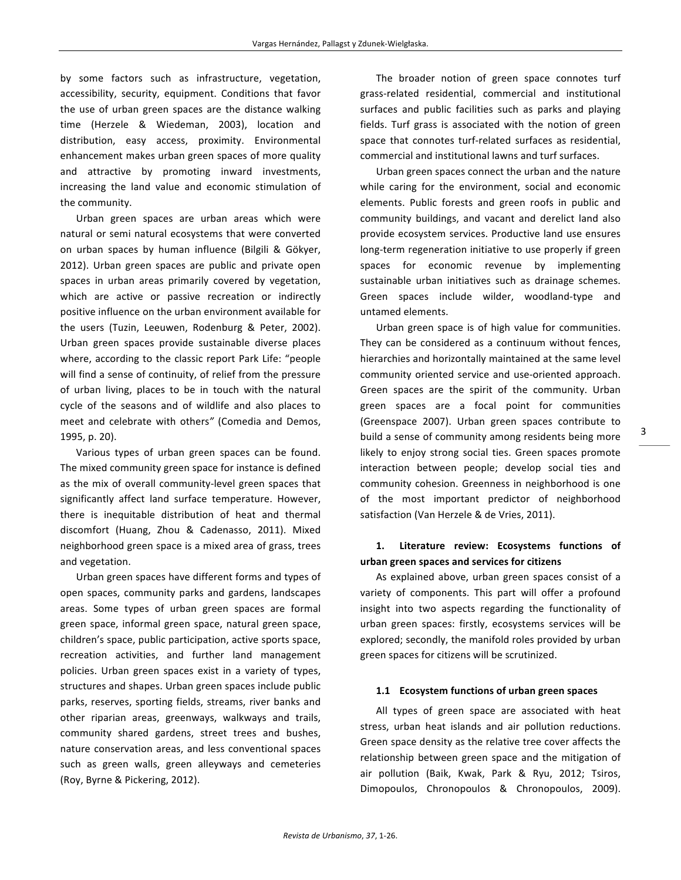by some factors such as infrastructure, vegetation, accessibility, security, equipment. Conditions that favor the use of urban green spaces are the distance walking time (Herzele & Wiedeman, 2003), location and distribution, easy access, proximity. Environmental enhancement makes urban green spaces of more quality and attractive by promoting inward investments, increasing the land value and economic stimulation of the community.

Urban green spaces are urban areas which were natural or semi natural ecosystems that were converted on urban spaces by human influence (Bilgili & Gökyer, 2012). Urban green spaces are public and private open spaces in urban areas primarily covered by vegetation, which are active or passive recreation or indirectly positive influence on the urban environment available for the users (Tuzin, Leeuwen, Rodenburg & Peter, 2002). Urban green spaces provide sustainable diverse places where, according to the classic report Park Life: "people will find a sense of continuity, of relief from the pressure of urban living, places to be in touch with the natural cycle of the seasons and of wildlife and also places to meet and celebrate with others" (Comedia and Demos, 1995, p. 20).

Various types of urban green spaces can be found. The mixed community green space for instance is defined as the mix of overall community-level green spaces that significantly affect land surface temperature. However, there is inequitable distribution of heat and thermal discomfort (Huang, Zhou & Cadenasso, 2011). Mixed neighborhood green space is a mixed area of grass, trees and vegetation.

Urban green spaces have different forms and types of open spaces, community parks and gardens, landscapes areas. Some types of urban green spaces are formal green space, informal green space, natural green space, children's space, public participation, active sports space, recreation activities, and further land management policies. Urban green spaces exist in a variety of types, structures and shapes. Urban green spaces include public parks, reserves, sporting fields, streams, river banks and other riparian areas, greenways, walkways and trails, community shared gardens, street trees and bushes, nature conservation areas, and less conventional spaces such as green walls, green alleyways and cemeteries (Roy, Byrne & Pickering, 2012).

The broader notion of green space connotes turf grass-related residential, commercial and institutional surfaces and public facilities such as parks and playing fields. Turf grass is associated with the notion of green space that connotes turf-related surfaces as residential, commercial and institutional lawns and turf surfaces.

Urban green spaces connect the urban and the nature while caring for the environment, social and economic elements. Public forests and green roofs in public and community buildings, and vacant and derelict land also provide ecosystem services. Productive land use ensures long-term regeneration initiative to use properly if green spaces for economic revenue by implementing sustainable urban initiatives such as drainage schemes. Green spaces include wilder, woodland-type and untamed elements.

Urban green space is of high value for communities. They can be considered as a continuum without fences, hierarchies and horizontally maintained at the same level community oriented service and use-oriented approach. Green spaces are the spirit of the community. Urban green spaces are a focal point for communities (Greenspace 2007). Urban green spaces contribute to build a sense of community among residents being more likely to enjoy strong social ties. Green spaces promote interaction between people; develop social ties and community cohesion. Greenness in neighborhood is one of the most important predictor of neighborhood satisfaction (Van Herzele & de Vries, 2011).

## 1. Literature review: Ecosystems functions of urban green spaces and services for citizens

As explained above, urban green spaces consist of a variety of components. This part will offer a profound insight into two aspects regarding the functionality of urban green spaces: firstly, ecosystems services will be explored; secondly, the manifold roles provided by urban green spaces for citizens will be scrutinized.

### 1.1 Ecosystem functions of urban green spaces

All types of green space are associated with heat stress, urban heat islands and air pollution reductions. Green space density as the relative tree cover affects the relationship between green space and the mitigation of air pollution (Baik, Kwak, Park & Ryu, 2012; Tsiros, Dimopoulos, Chronopoulos & Chronopoulos, 2009).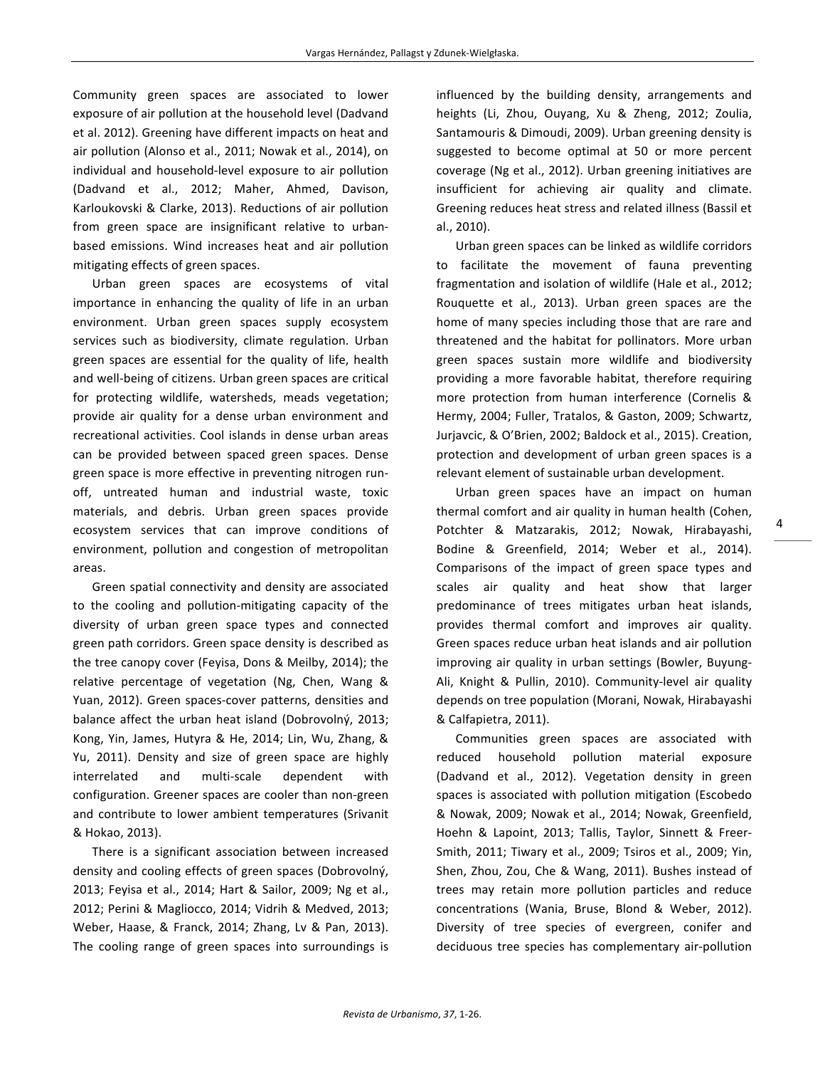Community green spaces are associated to lower exposure of air pollution at the household level (Dadvand et al. 2012). Greening have different impacts on heat and air pollution (Alonso et al., 2011; Nowak et al., 2014), on individual and household-level exposure to air pollution (Dadvand et al., 2012; Maher, Ahmed, Davison, Karloukovski & Clarke, 2013). Reductions of air pollution from green space are insignificant relative to urban-based emissions. Wind increases heat and air pollution mitigating effects of green spaces.

Urban green spaces are ecosystems of vital importance in enhancing the quality of life in an urban environment. Urban green spaces supply ecosystem services such as biodiversity, climate regulation. Urban green spaces are essential for the quality of life, health and well-being of citizens. Urban green spaces are critical for protecting wildlife, watersheds, meads vegetation; provide air quality for a dense urban environment and recreational activities. Cool islands in dense urban areas can be provided between spaced green spaces. Dense green space is more effective in preventing nitrogen run-off, untreated human and industrial waste, toxic materials, and debris. Urban green spaces provide ecosystem services that can improve conditions of environment, pollution and congestion of metropolitan areas.

Green spatial connectivity and density are associated to the cooling and pollution-mitigating capacity of the diversity of urban green space types and connected green path corridors. Green space density is described as the tree canopy cover (Feyisa, Dons & Meilby, 2014); the relative percentage of vegetation (Ng, Chen, Wang & Yuan, 2012). Green spaces-cover patterns, densities and balance affect the urban heat island (Dobrovolný, 2013; Kong, Yin, James, Hutyra & He, 2014; Lin, Wu, Zhang, & Yu, 2011). Density and size of green space are highly interrelated and multi-scale dependent with configuration. Greener spaces are cooler than non-green and contribute to lower ambient temperatures (Srivanit & Hokao, 2013).

There is a significant association between increased density and cooling effects of green spaces (Dobrovolný, 2013; Feyisa et al., 2014; Hart & Sailor, 2009; Ng et al., 2012; Perini & Magliocco, 2014; Vidrih & Medved, 2013; Weber, Haase, & Franck, 2014; Zhang, Lv & Pan, 2013). The cooling range of green spaces into surroundings is influenced by the building density, arrangements and heights (Li, Zhou, Ouyang, Xu & Zheng, 2012; Zoulia, Santamouris & Dimoudi, 2009). Urban greening density is suggested to become optimal at 50 or more percent coverage (Ng et al., 2012). Urban greening initiatives are insufficient for achieving air quality and climate. Greening reduces heat stress and related illness (Bassil et al., 2010).

Urban green spaces can be linked as wildlife corridors to facilitate the movement of fauna preventing fragmentation and isolation of wildlife (Hale et al., 2012; Rouquette et al., 2013). Urban green spaces are the home of many species including those that are rare and threatened and the habitat for pollinators. More urban green spaces sustain more wildlife and biodiversity providing a more favorable habitat, therefore requiring more protection from human interference (Cornelis & Hermy, 2004; Fuller, Tratalos, & Gaston, 2009; Schwartz, Jurjavcic, & O'Brien, 2002; Baldock et al., 2015). Creation, protection and development of urban green spaces is a relevant element of sustainable urban development.

Urban green spaces have an impact on human thermal comfort and air quality in human health (Cohen, Potchter & Matzarakis, 2012; Nowak, Hirabayashi, Bodine & Greenfield, 2014; Weber et al., 2014). Comparisons of the impact of green space types and scales air quality and heat show that larger predominance of trees mitigates urban heat islands, provides thermal comfort and improves air quality. Green spaces reduce urban heat islands and air pollution improving air quality in urban settings (Bowler, Buyung-Ali, Knight & Pullin, 2010). Community-level air quality depends on tree population (Morani, Nowak, Hirabayashi & Calfapietra, 2011).

Communities green spaces are associated with reduced household pollution material exposure (Dadvand et al., 2012). Vegetation density in green spaces is associated with pollution mitigation (Escobedo & Nowak, 2009; Nowak et al., 2014; Nowak, Greenfield, Hoehn & Lapoint, 2013; Tallis, Taylor, Sinnett & Freer-Smith, 2011; Tiwary et al., 2009; Tsiros et al., 2009; Yin, Shen, Zhou, Zou, Che & Wang, 2011). Bushes instead of trees may retain more pollution particles and reduce concentrations (Wania, Bruse, Blond & Weber, 2012). Diversity of tree species of evergreen, conifer and deciduous tree species has complementary air-pollution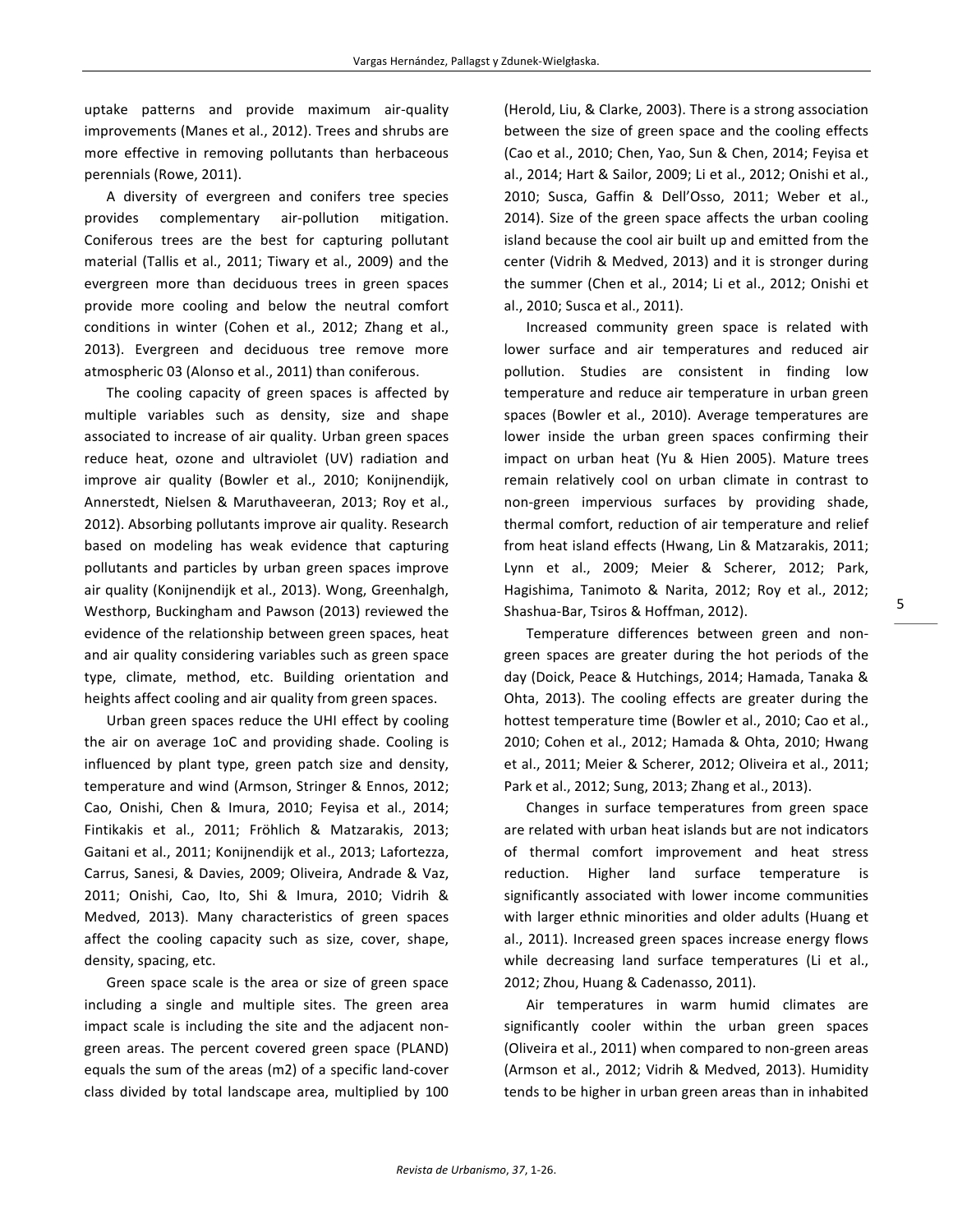uptake patterns and provide maximum air-quality improvements (Manes et al., 2012). Trees and shrubs are more effective in removing pollutants than herbaceous perennials (Rowe, 2011).

A diversity of evergreen and conifers tree species provides complementary air-pollution mitigation. Coniferous trees are the best for capturing pollutant material (Tallis et al., 2011; Tiwary et al., 2009) and the evergreen more than deciduous trees in green spaces provide more cooling and below the neutral comfort conditions in winter (Cohen et al., 2012; Zhang et al., 2013). Evergreen and deciduous tree remove more atmospheric 03 (Alonso et al., 2011) than coniferous.

The cooling capacity of green spaces is affected by multiple variables such as density, size and shape associated to increase of air quality. Urban green spaces reduce heat, ozone and ultraviolet (UV) radiation and improve air quality (Bowler et al., 2010; Konijnendijk, Annerstedt, Nielsen & Maruthaveeran, 2013; Roy et al., 2012). Absorbing pollutants improve air quality. Research based on modeling has weak evidence that capturing pollutants and particles by urban green spaces improve air quality (Konijnendijk et al., 2013). Wong, Greenhalgh, Westhorp, Buckingham and Pawson (2013) reviewed the evidence of the relationship between green spaces, heat and air quality considering variables such as green space type, climate, method, etc. Building orientation and heights affect cooling and air quality from green spaces.

Urban green spaces reduce the UHI effect by cooling the air on average 1oC and providing shade. Cooling is influenced by plant type, green patch size and density, temperature and wind (Armson, Stringer & Ennos, 2012; Cao, Onishi, Chen & Imura, 2010; Feyisa et al., 2014; Fintikakis et al., 2011; Fröhlich & Matzarakis, 2013; Gaitani et al., 2011; Konijnendijk et al., 2013; Lafortezza, Carrus, Sanesi, & Davies, 2009; Oliveira, Andrade & Vaz, 2011; Onishi, Cao, Ito, Shi & Imura, 2010; Vidrih & Medved, 2013). Many characteristics of green spaces affect the cooling capacity such as size, cover, shape, density, spacing, etc.

Green space scale is the area or size of green space including a single and multiple sites. The green area impact scale is including the site and the adjacent non-green areas. The percent covered green space (PLAND) equals the sum of the areas (m2) of a specific land-cover class divided by total landscape area, multiplied by 100 (Herold, Liu, & Clarke, 2003). There is a strong association between the size of green space and the cooling effects (Cao et al., 2010; Chen, Yao, Sun & Chen, 2014; Feyisa et al., 2014; Hart & Sailor, 2009; Li et al., 2012; Onishi et al., 2010; Susca, Gaffin & Dell'Osso, 2011; Weber et al., 2014). Size of the green space affects the urban cooling island because the cool air built up and emitted from the center (Vidrih & Medved, 2013) and it is stronger during the summer (Chen et al., 2014; Li et al., 2012; Onishi et al., 2010; Susca et al., 2011).

Increased community green space is related with lower surface and air temperatures and reduced air pollution. Studies are consistent in finding low temperature and reduce air temperature in urban green spaces (Bowler et al., 2010). Average temperatures are lower inside the urban green spaces confirming their impact on urban heat (Yu & Hien 2005). Mature trees remain relatively cool on urban climate in contrast to non-green impervious surfaces by providing shade, thermal comfort, reduction of air temperature and relief from heat island effects (Hwang, Lin & Matzarakis, 2011; Lynn et al., 2009; Meier & Scherer, 2012; Park, Hagishima, Tanimoto & Narita, 2012; Roy et al., 2012; Shashua-Bar, Tsiros & Hoffman, 2012).

Temperature differences between green and non-green spaces are greater during the hot periods of the day (Doick, Peace & Hutchings, 2014; Hamada, Tanaka & Ohta, 2013). The cooling effects are greater during the hottest temperature time (Bowler et al., 2010; Cao et al., 2010; Cohen et al., 2012; Hamada & Ohta, 2010; Hwang et al., 2011; Meier & Scherer, 2012; Oliveira et al., 2011; Park et al., 2012; Sung, 2013; Zhang et al., 2013).

Changes in surface temperatures from green space are related with urban heat islands but are not indicators of thermal comfort improvement and heat stress reduction. Higher land surface temperature is significantly associated with lower income communities with larger ethnic minorities and older adults (Huang et al., 2011). Increased green spaces increase energy flows while decreasing land surface temperatures (Li et al., 2012; Zhou, Huang & Cadenasso, 2011).

Air temperatures in warm humid climates are significantly cooler within the urban green spaces (Oliveira et al., 2011) when compared to non-green areas (Armson et al., 2012; Vidrih & Medved, 2013). Humidity tends to be higher in urban green areas than in inhabited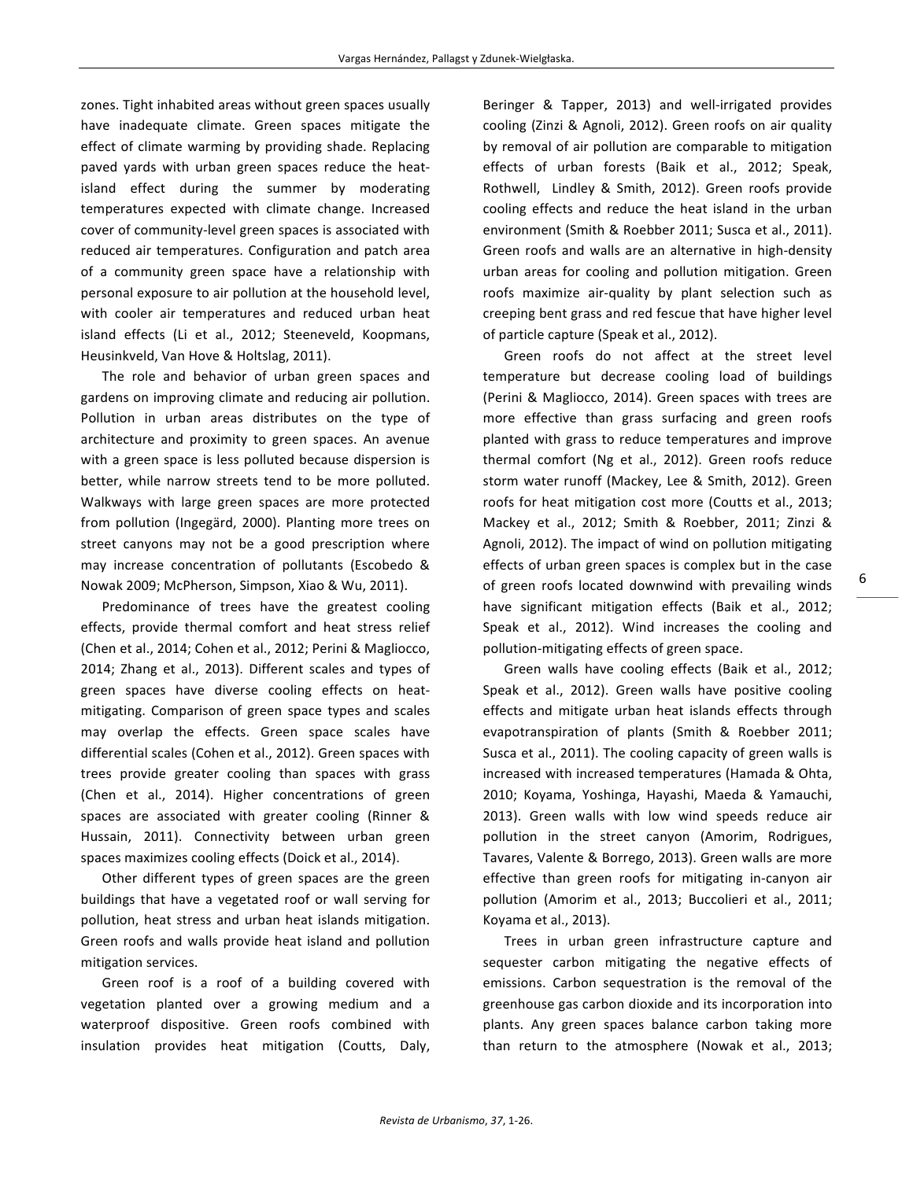zones. Tight inhabited areas without green spaces usually have inadequate climate. Green spaces mitigate the effect of climate warming by providing shade. Replacing paved yards with urban green spaces reduce the heat-island effect during the summer by moderating temperatures expected with climate change. Increased cover of community-level green spaces is associated with reduced air temperatures. Configuration and patch area of a community green space have a relationship with personal exposure to air pollution at the household level, with cooler air temperatures and reduced urban heat island effects (Li et al., 2012; Steeneveld, Koopmans, Heusinkveld, Van Hove & Holtslag, 2011).

The role and behavior of urban green spaces and gardens on improving climate and reducing air pollution. Pollution in urban areas distributes on the type of architecture and proximity to green spaces. An avenue with a green space is less polluted because dispersion is better, while narrow streets tend to be more polluted. Walkways with large green spaces are more protected from pollution (Ingegärd, 2000). Planting more trees on street canyons may not be a good prescription where may increase concentration of pollutants (Escobedo & Nowak 2009; McPherson, Simpson, Xiao & Wu, 2011).

Predominance of trees have the greatest cooling effects, provide thermal comfort and heat stress relief (Chen et al., 2014; Cohen et al., 2012; Perini & Magliocco, 2014; Zhang et al., 2013). Different scales and types of green spaces have diverse cooling effects on heat-mitigating. Comparison of green space types and scales may overlap the effects. Green space scales have differential scales (Cohen et al., 2012). Green spaces with trees provide greater cooling than spaces with grass (Chen et al., 2014). Higher concentrations of green spaces are associated with greater cooling (Rinner & Hussain, 2011). Connectivity between urban green spaces maximizes cooling effects (Doick et al., 2014).

Other different types of green spaces are the green buildings that have a vegetated roof or wall serving for pollution, heat stress and urban heat islands mitigation. Green roofs and walls provide heat island and pollution mitigation services.

Green roof is a roof of a building covered with vegetation planted over a growing medium and a waterproof dispositive. Green roofs combined with insulation provides heat mitigation (Coutts, Daly, Beringer & Tapper, 2013) and well-irrigated provides cooling (Zinzi & Agnoli, 2012). Green roofs on air quality by removal of air pollution are comparable to mitigation effects of urban forests (Baik et al., 2012; Speak, Rothwell, Lindley & Smith, 2012). Green roofs provide cooling effects and reduce the heat island in the urban environment (Smith & Roebber 2011; Susca et al., 2011). Green roofs and walls are an alternative in high-density urban areas for cooling and pollution mitigation. Green roofs maximize air-quality by plant selection such as creeping bent grass and red fescue that have higher level of particle capture (Speak et al., 2012).

Green roofs do not affect at the street level temperature but decrease cooling load of buildings (Perini & Magliocco, 2014). Green spaces with trees are more effective than grass surfacing and green roofs planted with grass to reduce temperatures and improve thermal comfort (Ng et al., 2012). Green roofs reduce storm water runoff (Mackey, Lee & Smith, 2012). Green roofs for heat mitigation cost more (Coutts et al., 2013; Mackey et al., 2012; Smith & Roebber, 2011; Zinzi & Agnoli, 2012). The impact of wind on pollution mitigating effects of urban green spaces is complex but in the case of green roofs located downwind with prevailing winds have significant mitigation effects (Baik et al., 2012; Speak et al., 2012). Wind increases the cooling and pollution-mitigating effects of green space.

Green walls have cooling effects (Baik et al., 2012; Speak et al., 2012). Green walls have positive cooling effects and mitigate urban heat islands effects through evapotranspiration of plants (Smith & Roebber 2011; Susca et al., 2011). The cooling capacity of green walls is increased with increased temperatures (Hamada & Ohta, 2010; Koyama, Yoshinga, Hayashi, Maeda & Yamauchi, 2013). Green walls with low wind speeds reduce air pollution in the street canyon (Amorim, Rodrigues, Tavares, Valente & Borrego, 2013). Green walls are more effective than green roofs for mitigating in-canyon air pollution (Amorim et al., 2013; Buccolieri et al., 2011; Koyama et al., 2013).

Trees in urban green infrastructure capture and sequester carbon mitigating the negative effects of emissions. Carbon sequestration is the removal of the greenhouse gas carbon dioxide and its incorporation into plants. Any green spaces balance carbon taking more than return to the atmosphere (Nowak et al., 2013;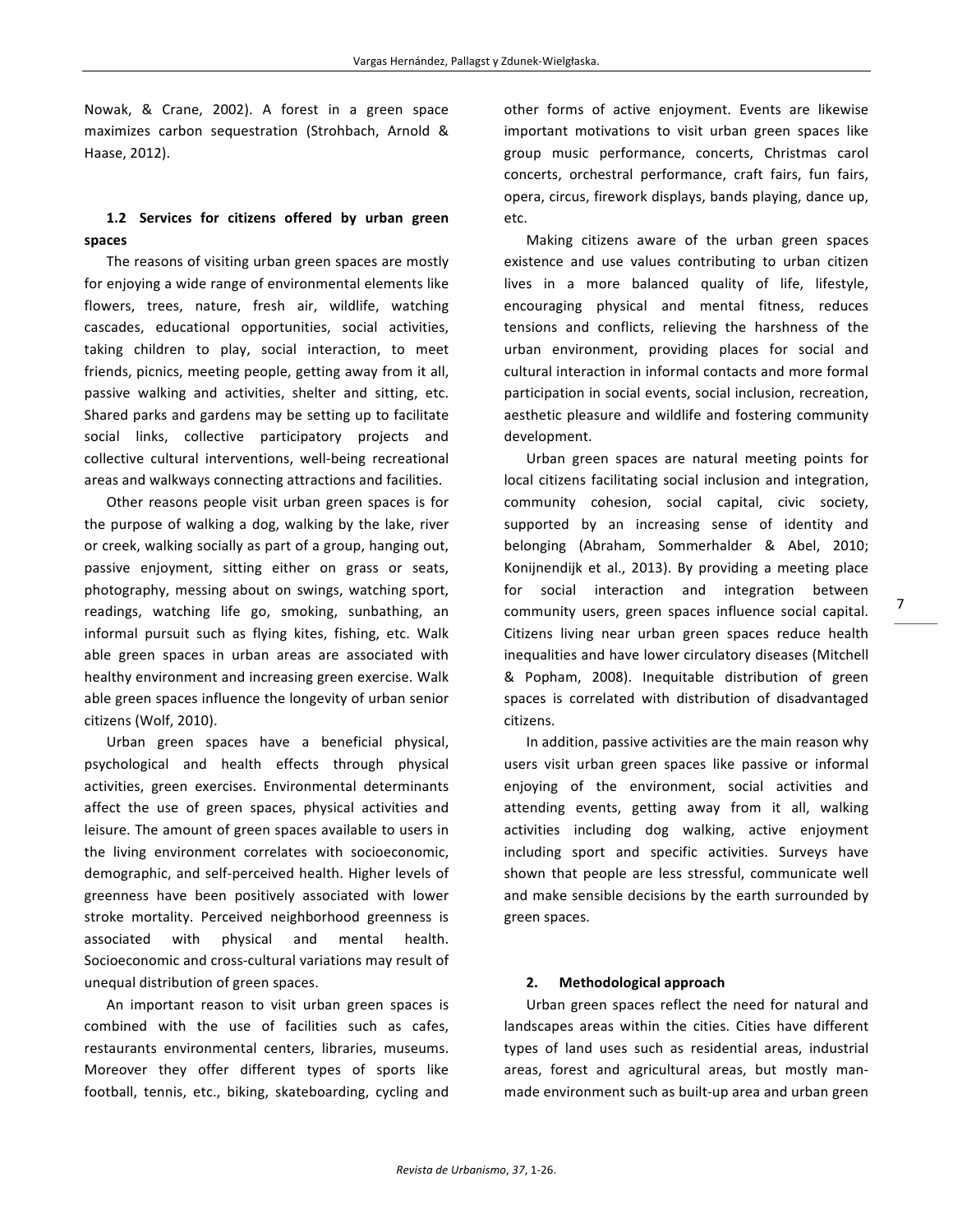Nowak, & Crane, 2002). A forest in a green space maximizes carbon sequestration (Strohbach, Arnold & Haase, 2012).

### 1.2 Services for citizens offered by urban green spaces

The reasons of visiting urban green spaces are mostly for enjoying a wide range of environmental elements like flowers, trees, nature, fresh air, wildlife, watching cascades, educational opportunities, social activities, taking children to play, social interaction, to meet friends, picnics, meeting people, getting away from it all, passive walking and activities, shelter and sitting, etc. Shared parks and gardens may be setting up to facilitate social links, collective participatory projects and collective cultural interventions, well-being recreational areas and walkways connecting attractions and facilities.

Other reasons people visit urban green spaces is for the purpose of walking a dog, walking by the lake, river or creek, walking socially as part of a group, hanging out, passive enjoyment, sitting either on grass or seats, photography, messing about on swings, watching sport, readings, watching life go, smoking, sunbathing, an informal pursuit such as flying kites, fishing, etc. Walk able green spaces in urban areas are associated with healthy environment and increasing green exercise. Walk able green spaces influence the longevity of urban senior citizens (Wolf, 2010).

Urban green spaces have a beneficial physical, psychological and health effects through physical activities, green exercises. Environmental determinants affect the use of green spaces, physical activities and leisure. The amount of green spaces available to users in the living environment correlates with socioeconomic, demographic, and self-perceived health. Higher levels of greenness have been positively associated with lower stroke mortality. Perceived neighborhood greenness is associated with physical and mental health. Socioeconomic and cross-cultural variations may result of unequal distribution of green spaces.

An important reason to visit urban green spaces is combined with the use of facilities such as cafes, restaurants environmental centers, libraries, museums. Moreover they offer different types of sports like football, tennis, etc., biking, skateboarding, cycling and other forms of active enjoyment. Events are likewise important motivations to visit urban green spaces like group music performance, concerts, Christmas carol concerts, orchestral performance, craft fairs, fun fairs, opera, circus, firework displays, bands playing, dance up, etc.

Making citizens aware of the urban green spaces existence and use values contributing to urban citizen lives in a more balanced quality of life, lifestyle, encouraging physical and mental fitness, reduces tensions and conflicts, relieving the harshness of the urban environment, providing places for social and cultural interaction in informal contacts and more formal participation in social events, social inclusion, recreation, aesthetic pleasure and wildlife and fostering community development.

Urban green spaces are natural meeting points for local citizens facilitating social inclusion and integration, community cohesion, social capital, civic society, supported by an increasing sense of identity and belonging (Abraham, Sommerhalder & Abel, 2010; Konijnendijk et al., 2013). By providing a meeting place for social interaction and integration between community users, green spaces influence social capital. Citizens living near urban green spaces reduce health inequalities and have lower circulatory diseases (Mitchell & Popham, 2008). Inequitable distribution of green spaces is correlated with distribution of disadvantaged citizens.

In addition, passive activities are the main reason why users visit urban green spaces like passive or informal enjoying of the environment, social activities and attending events, getting away from it all, walking activities including dog walking, active enjoyment including sport and specific activities. Surveys have shown that people are less stressful, communicate well and make sensible decisions by the earth surrounded by green spaces.

## 2. Methodological approach

Urban green spaces reflect the need for natural and landscapes areas within the cities. Cities have different types of land uses such as residential areas, industrial areas, forest and agricultural areas, but mostly man-made environment such as built-up area and urban green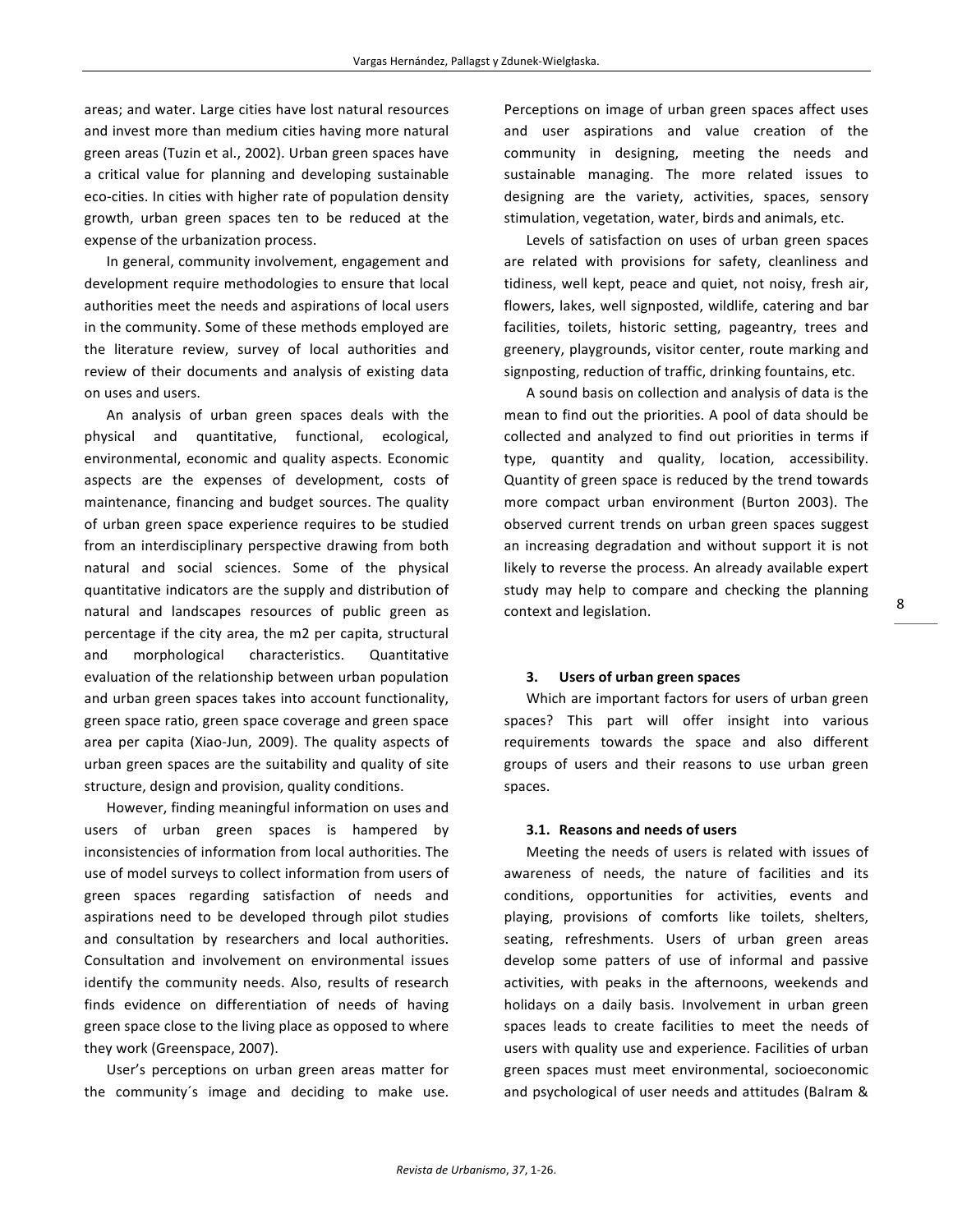areas; and water. Large cities have lost natural resources and invest more than medium cities having more natural green areas (Tuzin et al., 2002). Urban green spaces have a critical value for planning and developing sustainable eco-cities. In cities with higher rate of population density growth, urban green spaces ten to be reduced at the expense of the urbanization process.

In general, community involvement, engagement and development require methodologies to ensure that local authorities meet the needs and aspirations of local users in the community. Some of these methods employed are the literature review, survey of local authorities and review of their documents and analysis of existing data on uses and users.

An analysis of urban green spaces deals with the physical and quantitative, functional, ecological, environmental, economic and quality aspects. Economic aspects are the expenses of development, costs of maintenance, financing and budget sources. The quality of urban green space experience requires to be studied from an interdisciplinary perspective drawing from both natural and social sciences. Some of the physical quantitative indicators are the supply and distribution of natural and landscapes resources of public green as percentage if the city area, the m2 per capita, structural and morphological characteristics. Quantitative evaluation of the relationship between urban population and urban green spaces takes into account functionality, green space ratio, green space coverage and green space area per capita (Xiao-Jun, 2009). The quality aspects of urban green spaces are the suitability and quality of site structure, design and provision, quality conditions.

However, finding meaningful information on uses and users of urban green spaces is hampered by inconsistencies of information from local authorities. The use of model surveys to collect information from users of green spaces regarding satisfaction of needs and aspirations need to be developed through pilot studies and consultation by researchers and local authorities. Consultation and involvement on environmental issues identify the community needs. Also, results of research finds evidence on differentiation of needs of having green space close to the living place as opposed to where they work (Greenspace, 2007).

User's perceptions on urban green areas matter for the community´s image and deciding to make use. Perceptions on image of urban green spaces affect uses and user aspirations and value creation of the community in designing, meeting the needs and sustainable managing. The more related issues to designing are the variety, activities, spaces, sensory stimulation, vegetation, water, birds and animals, etc.

Levels of satisfaction on uses of urban green spaces are related with provisions for safety, cleanliness and tidiness, well kept, peace and quiet, not noisy, fresh air, flowers, lakes, well signposted, wildlife, catering and bar facilities, toilets, historic setting, pageantry, trees and greenery, playgrounds, visitor center, route marking and signposting, reduction of traffic, drinking fountains, etc.

A sound basis on collection and analysis of data is the mean to find out the priorities. A pool of data should be collected and analyzed to find out priorities in terms if type, quantity and quality, location, accessibility. Quantity of green space is reduced by the trend towards more compact urban environment (Burton 2003). The observed current trends on urban green spaces suggest an increasing degradation and without support it is not likely to reverse the process. An already available expert study may help to compare and checking the planning context and legislation.

## 3. Users of urban green spaces

Which are important factors for users of urban green spaces? This part will offer insight into various requirements towards the space and also different groups of users and their reasons to use urban green spaces.

### 3.1. Reasons and needs of users

Meeting the needs of users is related with issues of awareness of needs, the nature of facilities and its conditions, opportunities for activities, events and playing, provisions of comforts like toilets, shelters, seating, refreshments. Users of urban green areas develop some patters of use of informal and passive activities, with peaks in the afternoons, weekends and holidays on a daily basis. Involvement in urban green spaces leads to create facilities to meet the needs of users with quality use and experience. Facilities of urban green spaces must meet environmental, socioeconomic and psychological of user needs and attitudes (Balram &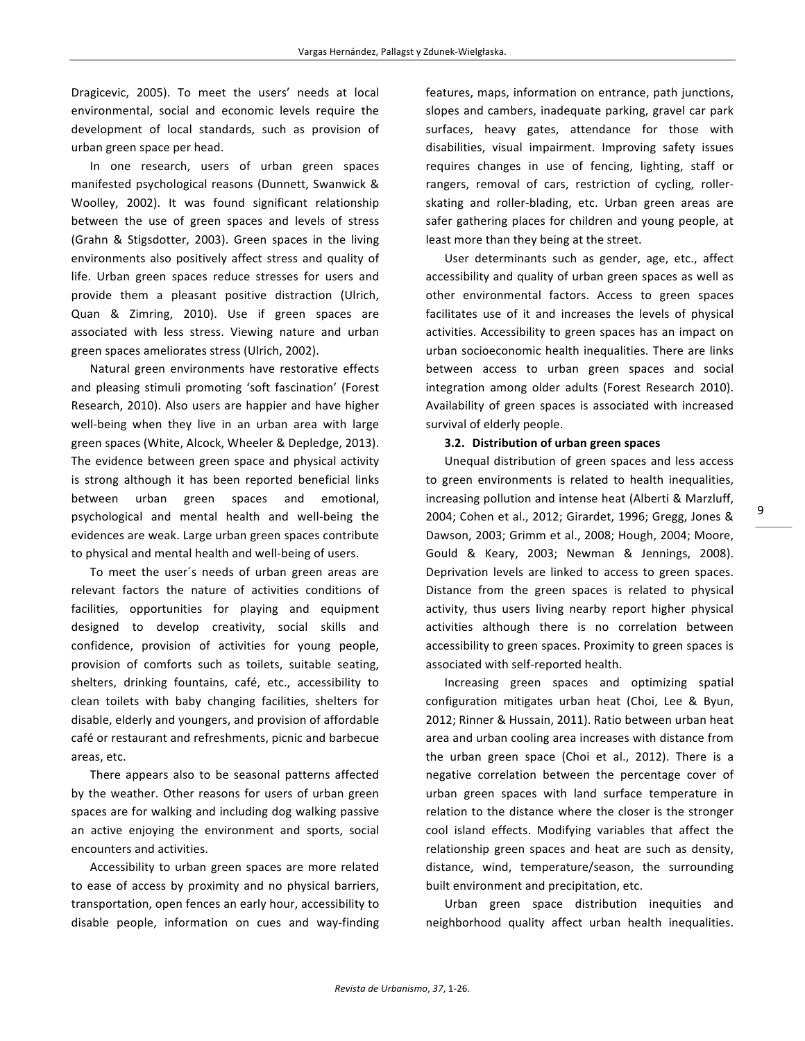Dragicevic, 2005). To meet the users' needs at local environmental, social and economic levels require the development of local standards, such as provision of urban green space per head.

In one research, users of urban green spaces manifested psychological reasons (Dunnett, Swanwick & Woolley, 2002). It was found significant relationship between the use of green spaces and levels of stress (Grahn & Stigsdotter, 2003). Green spaces in the living environments also positively affect stress and quality of life. Urban green spaces reduce stresses for users and provide them a pleasant positive distraction (Ulrich, Quan & Zimring, 2010). Use if green spaces are associated with less stress. Viewing nature and urban green spaces ameliorates stress (Ulrich, 2002).

Natural green environments have restorative effects and pleasing stimuli promoting 'soft fascination' (Forest Research, 2010). Also users are happier and have higher well-being when they live in an urban area with large green spaces (White, Alcock, Wheeler & Depledge, 2013). The evidence between green space and physical activity is strong although it has been reported beneficial links between urban green spaces and emotional, psychological and mental health and well-being the evidences are weak. Large urban green spaces contribute to physical and mental health and well-being of users.

To meet the user´s needs of urban green areas are relevant factors the nature of activities conditions of facilities, opportunities for playing and equipment designed to develop creativity, social skills and confidence, provision of activities for young people, provision of comforts such as toilets, suitable seating, shelters, drinking fountains, café, etc., accessibility to clean toilets with baby changing facilities, shelters for disable, elderly and youngers, and provision of affordable café or restaurant and refreshments, picnic and barbecue areas, etc.

There appears also to be seasonal patterns affected by the weather. Other reasons for users of urban green spaces are for walking and including dog walking passive an active enjoying the environment and sports, social encounters and activities.

Accessibility to urban green spaces are more related to ease of access by proximity and no physical barriers, transportation, open fences an early hour, accessibility to disable people, information on cues and way-finding features, maps, information on entrance, path junctions, slopes and cambers, inadequate parking, gravel car park surfaces, heavy gates, attendance for those with disabilities, visual impairment. Improving safety issues requires changes in use of fencing, lighting, staff or rangers, removal of cars, restriction of cycling, roller-skating and roller-blading, etc. Urban green areas are safer gathering places for children and young people, at least more than they being at the street.

User determinants such as gender, age, etc., affect accessibility and quality of urban green spaces as well as other environmental factors. Access to green spaces facilitates use of it and increases the levels of physical activities. Accessibility to green spaces has an impact on urban socioeconomic health inequalities. There are links between access to urban green spaces and social integration among older adults (Forest Research 2010). Availability of green spaces is associated with increased survival of elderly people.

### 3.2. Distribution of urban green spaces

Unequal distribution of green spaces and less access to green environments is related to health inequalities, increasing pollution and intense heat (Alberti & Marzluff, 2004; Cohen et al., 2012; Girardet, 1996; Gregg, Jones & Dawson, 2003; Grimm et al., 2008; Hough, 2004; Moore, Gould & Keary, 2003; Newman & Jennings, 2008). Deprivation levels are linked to access to green spaces. Distance from the green spaces is related to physical activity, thus users living nearby report higher physical activities although there is no correlation between accessibility to green spaces. Proximity to green spaces is associated with self-reported health.

Increasing green spaces and optimizing spatial configuration mitigates urban heat (Choi, Lee & Byun, 2012; Rinner & Hussain, 2011). Ratio between urban heat area and urban cooling area increases with distance from the urban green space (Choi et al., 2012). There is a negative correlation between the percentage cover of urban green spaces with land surface temperature in relation to the distance where the closer is the stronger cool island effects. Modifying variables that affect the relationship green spaces and heat are such as density, distance, wind, temperature/season, the surrounding built environment and precipitation, etc.

Urban green space distribution inequities and neighborhood quality affect urban health inequalities.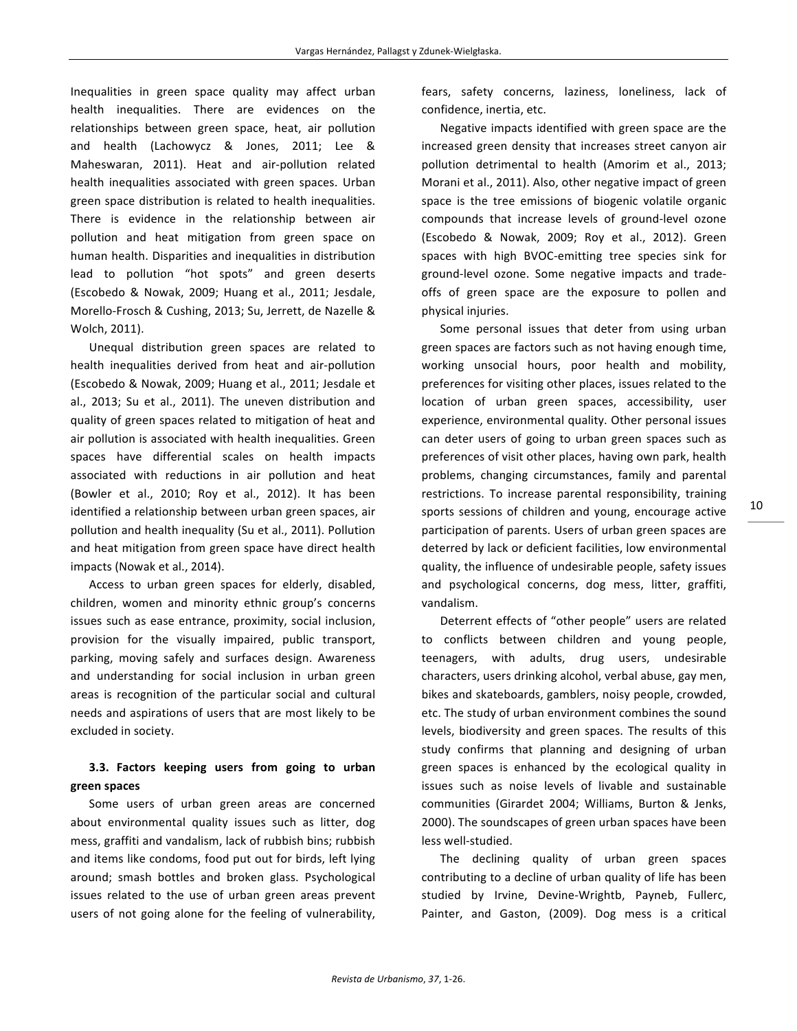Inequalities in green space quality may affect urban health inequalities. There are evidences on the relationships between green space, heat, air pollution and health (Lachowycz & Jones, 2011; Lee & Maheswaran, 2011). Heat and air-pollution related health inequalities associated with green spaces. Urban green space distribution is related to health inequalities. There is evidence in the relationship between air pollution and heat mitigation from green space on human health. Disparities and inequalities in distribution lead to pollution "hot spots" and green deserts (Escobedo & Nowak, 2009; Huang et al., 2011; Jesdale, Morello-Frosch & Cushing, 2013; Su, Jerrett, de Nazelle & Wolch, 2011).

Unequal distribution green spaces are related to health inequalities derived from heat and air-pollution (Escobedo & Nowak, 2009; Huang et al., 2011; Jesdale et al., 2013; Su et al., 2011). The uneven distribution and quality of green spaces related to mitigation of heat and air pollution is associated with health inequalities. Green spaces have differential scales on health impacts associated with reductions in air pollution and heat (Bowler et al., 2010; Roy et al., 2012). It has been identified a relationship between urban green spaces, air pollution and health inequality (Su et al., 2011). Pollution and heat mitigation from green space have direct health impacts (Nowak et al., 2014).

Access to urban green spaces for elderly, disabled, children, women and minority ethnic group's concerns issues such as ease entrance, proximity, social inclusion, provision for the visually impaired, public transport, parking, moving safely and surfaces design. Awareness and understanding for social inclusion in urban green areas is recognition of the particular social and cultural needs and aspirations of users that are most likely to be excluded in society.

### 3.3. Factors keeping users from going to urban green spaces

Some users of urban green areas are concerned about environmental quality issues such as litter, dog mess, graffiti and vandalism, lack of rubbish bins; rubbish and items like condoms, food put out for birds, left lying around; smash bottles and broken glass. Psychological issues related to the use of urban green areas prevent users of not going alone for the feeling of vulnerability, fears, safety concerns, laziness, loneliness, lack of confidence, inertia, etc.

Negative impacts identified with green space are the increased green density that increases street canyon air pollution detrimental to health (Amorim et al., 2013; Morani et al., 2011). Also, other negative impact of green space is the tree emissions of biogenic volatile organic compounds that increase levels of ground-level ozone (Escobedo & Nowak, 2009; Roy et al., 2012). Green spaces with high BVOC-emitting tree species sink for ground-level ozone. Some negative impacts and trade-offs of green space are the exposure to pollen and physical injuries.

Some personal issues that deter from using urban green spaces are factors such as not having enough time, working unsocial hours, poor health and mobility, preferences for visiting other places, issues related to the location of urban green spaces, accessibility, user experience, environmental quality. Other personal issues can deter users of going to urban green spaces such as preferences of visit other places, having own park, health problems, changing circumstances, family and parental restrictions. To increase parental responsibility, training sports sessions of children and young, encourage active participation of parents. Users of urban green spaces are deterred by lack or deficient facilities, low environmental quality, the influence of undesirable people, safety issues and psychological concerns, dog mess, litter, graffiti, vandalism.

Deterrent effects of "other people" users are related to conflicts between children and young people, teenagers, with adults, drug users, undesirable characters, users drinking alcohol, verbal abuse, gay men, bikes and skateboards, gamblers, noisy people, crowded, etc. The study of urban environment combines the sound levels, biodiversity and green spaces. The results of this study confirms that planning and designing of urban green spaces is enhanced by the ecological quality in issues such as noise levels of livable and sustainable communities (Girardet 2004; Williams, Burton & Jenks, 2000). The soundscapes of green urban spaces have been less well-studied.

The declining quality of urban green spaces contributing to a decline of urban quality of life has been studied by Irvine, Devine-Wrightb, Payneb, Fullerc, Painter, and Gaston, (2009). Dog mess is a critical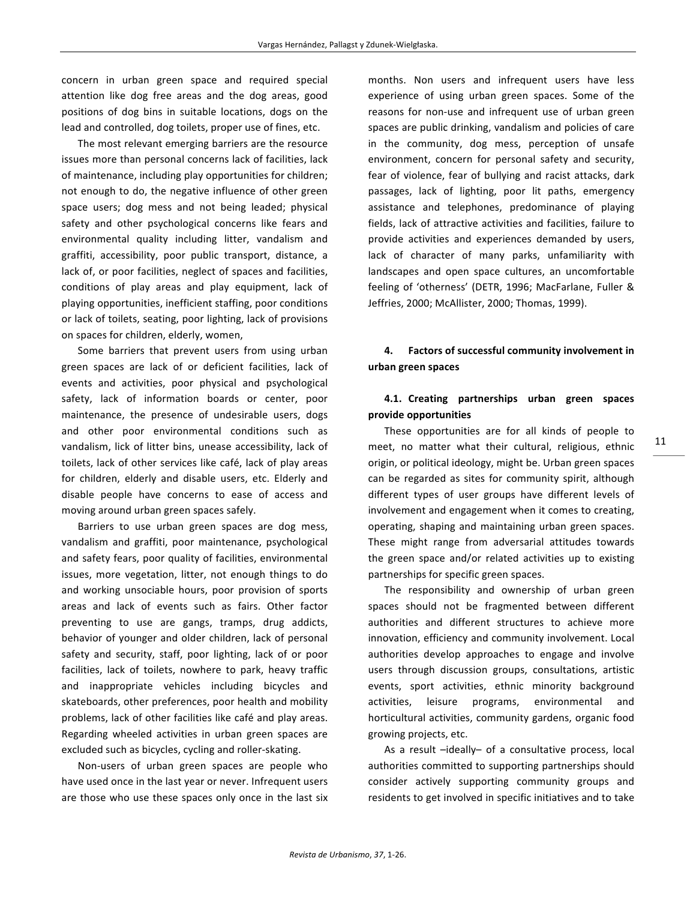concern in urban green space and required special attention like dog free areas and the dog areas, good positions of dog bins in suitable locations, dogs on the lead and controlled, dog toilets, proper use of fines, etc.

The most relevant emerging barriers are the resource issues more than personal concerns lack of facilities, lack of maintenance, including play opportunities for children; not enough to do, the negative influence of other green space users; dog mess and not being leaded; physical safety and other psychological concerns like fears and environmental quality including litter, vandalism and graffiti, accessibility, poor public transport, distance, a lack of, or poor facilities, neglect of spaces and facilities, conditions of play areas and play equipment, lack of playing opportunities, inefficient staffing, poor conditions or lack of toilets, seating, poor lighting, lack of provisions on spaces for children, elderly, women,

Some barriers that prevent users from using urban green spaces are lack of or deficient facilities, lack of events and activities, poor physical and psychological safety, lack of information boards or center, poor maintenance, the presence of undesirable users, dogs and other poor environmental conditions such as vandalism, lick of litter bins, unease accessibility, lack of toilets, lack of other services like café, lack of play areas for children, elderly and disable users, etc. Elderly and disable people have concerns to ease of access and moving around urban green spaces safely.

Barriers to use urban green spaces are dog mess, vandalism and graffiti, poor maintenance, psychological and safety fears, poor quality of facilities, environmental issues, more vegetation, litter, not enough things to do and working unsociable hours, poor provision of sports areas and lack of events such as fairs. Other factor preventing to use are gangs, tramps, drug addicts, behavior of younger and older children, lack of personal safety and security, staff, poor lighting, lack of or poor facilities, lack of toilets, nowhere to park, heavy traffic and inappropriate vehicles including bicycles and skateboards, other preferences, poor health and mobility problems, lack of other facilities like café and play areas. Regarding wheeled activities in urban green spaces are excluded such as bicycles, cycling and roller-skating.

Non-users of urban green spaces are people who have used once in the last year or never. Infrequent users are those who use these spaces only once in the last six months. Non users and infrequent users have less experience of using urban green spaces. Some of the reasons for non-use and infrequent use of urban green spaces are public drinking, vandalism and policies of care in the community, dog mess, perception of unsafe environment, concern for personal safety and security, fear of violence, fear of bullying and racist attacks, dark passages, lack of lighting, poor lit paths, emergency assistance and telephones, predominance of playing fields, lack of attractive activities and facilities, failure to provide activities and experiences demanded by users, lack of character of many parks, unfamiliarity with landscapes and open space cultures, an uncomfortable feeling of 'otherness' (DETR, 1996; MacFarlane, Fuller & Jeffries, 2000; McAllister, 2000; Thomas, 1999).

## 4. Factors of successful community involvement in urban green spaces

### 4.1. Creating partnerships urban green spaces provide opportunities

These opportunities are for all kinds of people to meet, no matter what their cultural, religious, ethnic origin, or political ideology, might be. Urban green spaces can be regarded as sites for community spirit, although different types of user groups have different levels of involvement and engagement when it comes to creating, operating, shaping and maintaining urban green spaces. These might range from adversarial attitudes towards the green space and/or related activities up to existing partnerships for specific green spaces.

The responsibility and ownership of urban green spaces should not be fragmented between different authorities and different structures to achieve more innovation, efficiency and community involvement. Local authorities develop approaches to engage and involve users through discussion groups, consultations, artistic events, sport activities, ethnic minority background activities, leisure programs, environmental and horticultural activities, community gardens, organic food growing projects, etc.

As a result –ideally– of a consultative process, local authorities committed to supporting partnerships should consider actively supporting community groups and residents to get involved in specific initiatives and to take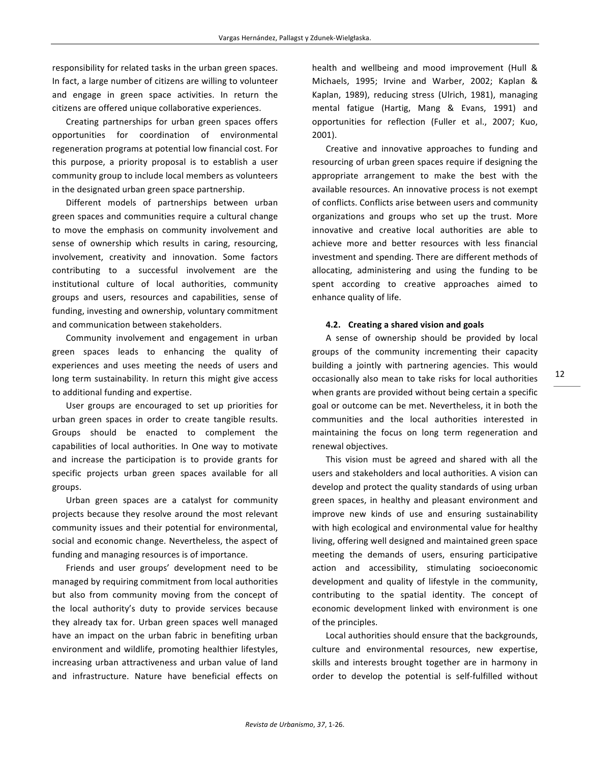responsibility for related tasks in the urban green spaces. In fact, a large number of citizens are willing to volunteer and engage in green space activities. In return the citizens are offered unique collaborative experiences.

Creating partnerships for urban green spaces offers opportunities for coordination of environmental regeneration programs at potential low financial cost. For this purpose, a priority proposal is to establish a user community group to include local members as volunteers in the designated urban green space partnership.

Different models of partnerships between urban green spaces and communities require a cultural change to move the emphasis on community involvement and sense of ownership which results in caring, resourcing, involvement, creativity and innovation. Some factors contributing to a successful involvement are the institutional culture of local authorities, community groups and users, resources and capabilities, sense of funding, investing and ownership, voluntary commitment and communication between stakeholders.

Community involvement and engagement in urban green spaces leads to enhancing the quality of experiences and uses meeting the needs of users and long term sustainability. In return this might give access to additional funding and expertise.

User groups are encouraged to set up priorities for urban green spaces in order to create tangible results. Groups should be enacted to complement the capabilities of local authorities. In One way to motivate and increase the participation is to provide grants for specific projects urban green spaces available for all groups.

Urban green spaces are a catalyst for community projects because they resolve around the most relevant community issues and their potential for environmental, social and economic change. Nevertheless, the aspect of funding and managing resources is of importance.

Friends and user groups' development need to be managed by requiring commitment from local authorities but also from community moving from the concept of the local authority's duty to provide services because they already tax for. Urban green spaces well managed have an impact on the urban fabric in benefiting urban environment and wildlife, promoting healthier lifestyles, increasing urban attractiveness and urban value of land and infrastructure. Nature have beneficial effects on health and wellbeing and mood improvement (Hull & Michaels, 1995; Irvine and Warber, 2002; Kaplan & Kaplan, 1989), reducing stress (Ulrich, 1981), managing mental fatigue (Hartig, Mang & Evans, 1991) and opportunities for reflection (Fuller et al., 2007; Kuo, 2001).

Creative and innovative approaches to funding and resourcing of urban green spaces require if designing the appropriate arrangement to make the best with the available resources. An innovative process is not exempt of conflicts. Conflicts arise between users and community organizations and groups who set up the trust. More innovative and creative local authorities are able to achieve more and better resources with less financial investment and spending. There are different methods of allocating, administering and using the funding to be spent according to creative approaches aimed to enhance quality of life.

### 4.2. Creating a shared vision and goals

A sense of ownership should be provided by local groups of the community incrementing their capacity building a jointly with partnering agencies. This would occasionally also mean to take risks for local authorities when grants are provided without being certain a specific goal or outcome can be met. Nevertheless, it in both the communities and the local authorities interested in maintaining the focus on long term regeneration and renewal objectives.

This vision must be agreed and shared with all the users and stakeholders and local authorities. A vision can develop and protect the quality standards of using urban green spaces, in healthy and pleasant environment and improve new kinds of use and ensuring sustainability with high ecological and environmental value for healthy living, offering well designed and maintained green space meeting the demands of users, ensuring participative action and accessibility, stimulating socioeconomic development and quality of lifestyle in the community, contributing to the spatial identity. The concept of economic development linked with environment is one of the principles.

Local authorities should ensure that the backgrounds, culture and environmental resources, new expertise, skills and interests brought together are in harmony in order to develop the potential is self-fulfilled without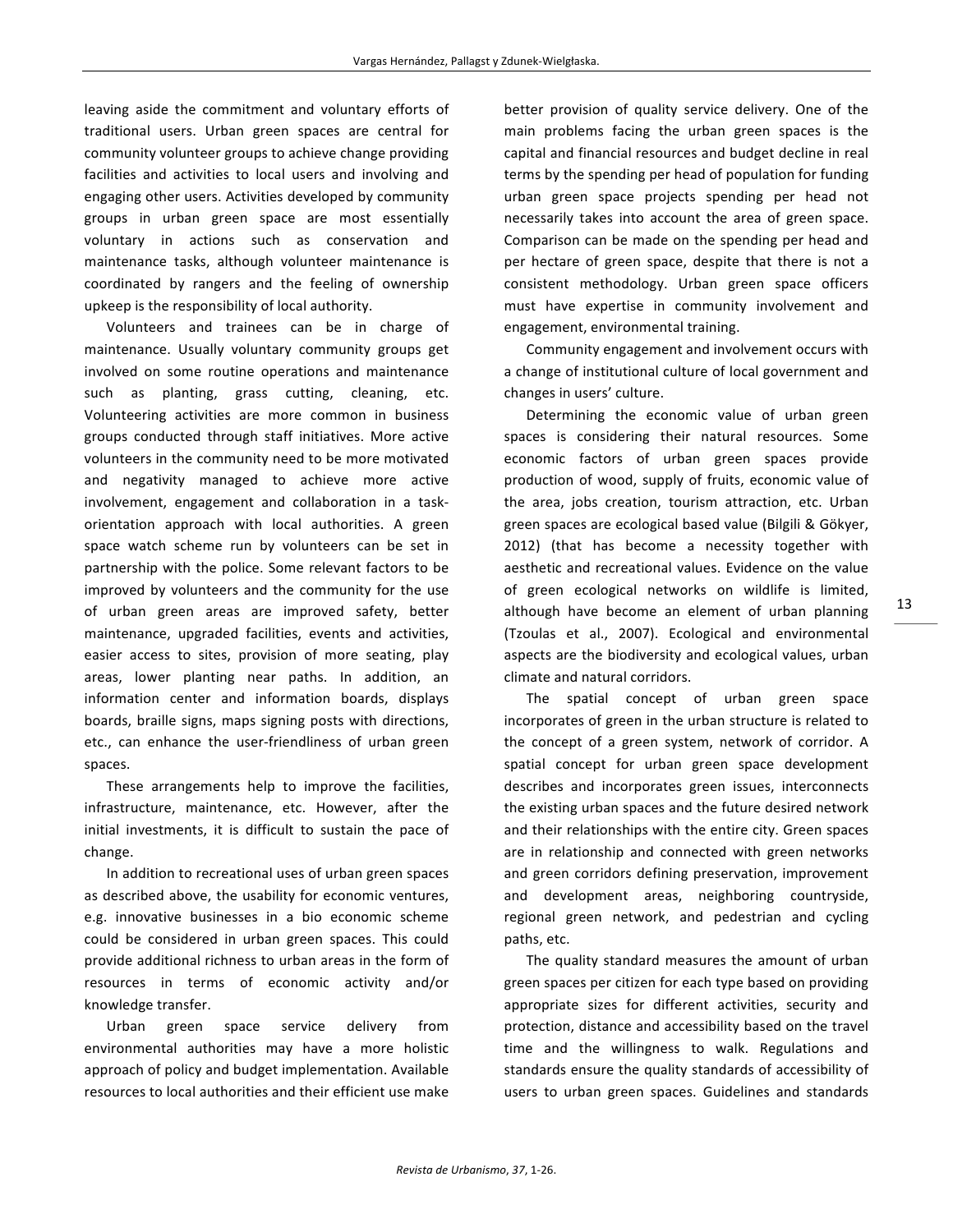leaving aside the commitment and voluntary efforts of traditional users. Urban green spaces are central for community volunteer groups to achieve change providing facilities and activities to local users and involving and engaging other users. Activities developed by community groups in urban green space are most essentially voluntary in actions such as conservation and maintenance tasks, although volunteer maintenance is coordinated by rangers and the feeling of ownership upkeep is the responsibility of local authority.

Volunteers and trainees can be in charge of maintenance. Usually voluntary community groups get involved on some routine operations and maintenance such as planting, grass cutting, cleaning, etc. Volunteering activities are more common in business groups conducted through staff initiatives. More active volunteers in the community need to be more motivated and negativity managed to achieve more active involvement, engagement and collaboration in a task-orientation approach with local authorities. A green space watch scheme run by volunteers can be set in partnership with the police. Some relevant factors to be improved by volunteers and the community for the use of urban green areas are improved safety, better maintenance, upgraded facilities, events and activities, easier access to sites, provision of more seating, play areas, lower planting near paths. In addition, an information center and information boards, displays boards, braille signs, maps signing posts with directions, etc., can enhance the user-friendliness of urban green spaces.

These arrangements help to improve the facilities, infrastructure, maintenance, etc. However, after the initial investments, it is difficult to sustain the pace of change.

In addition to recreational uses of urban green spaces as described above, the usability for economic ventures, e.g. innovative businesses in a bio economic scheme could be considered in urban green spaces. This could provide additional richness to urban areas in the form of resources in terms of economic activity and/or knowledge transfer.

Urban green space service delivery from environmental authorities may have a more holistic approach of policy and budget implementation. Available resources to local authorities and their efficient use make better provision of quality service delivery. One of the main problems facing the urban green spaces is the capital and financial resources and budget decline in real terms by the spending per head of population for funding urban green space projects spending per head not necessarily takes into account the area of green space. Comparison can be made on the spending per head and per hectare of green space, despite that there is not a consistent methodology. Urban green space officers must have expertise in community involvement and engagement, environmental training.

Community engagement and involvement occurs with a change of institutional culture of local government and changes in users' culture.

Determining the economic value of urban green spaces is considering their natural resources. Some economic factors of urban green spaces provide production of wood, supply of fruits, economic value of the area, jobs creation, tourism attraction, etc. Urban green spaces are ecological based value (Bilgili & Gökyer, 2012) (that has become a necessity together with aesthetic and recreational values. Evidence on the value of green ecological networks on wildlife is limited, although have become an element of urban planning (Tzoulas et al., 2007). Ecological and environmental aspects are the biodiversity and ecological values, urban climate and natural corridors.

The spatial concept of urban green space incorporates of green in the urban structure is related to the concept of a green system, network of corridor. A spatial concept for urban green space development describes and incorporates green issues, interconnects the existing urban spaces and the future desired network and their relationships with the entire city. Green spaces are in relationship and connected with green networks and green corridors defining preservation, improvement and development areas, neighboring countryside, regional green network, and pedestrian and cycling paths, etc.

The quality standard measures the amount of urban green spaces per citizen for each type based on providing appropriate sizes for different activities, security and protection, distance and accessibility based on the travel time and the willingness to walk. Regulations and standards ensure the quality standards of accessibility of users to urban green spaces. Guidelines and standards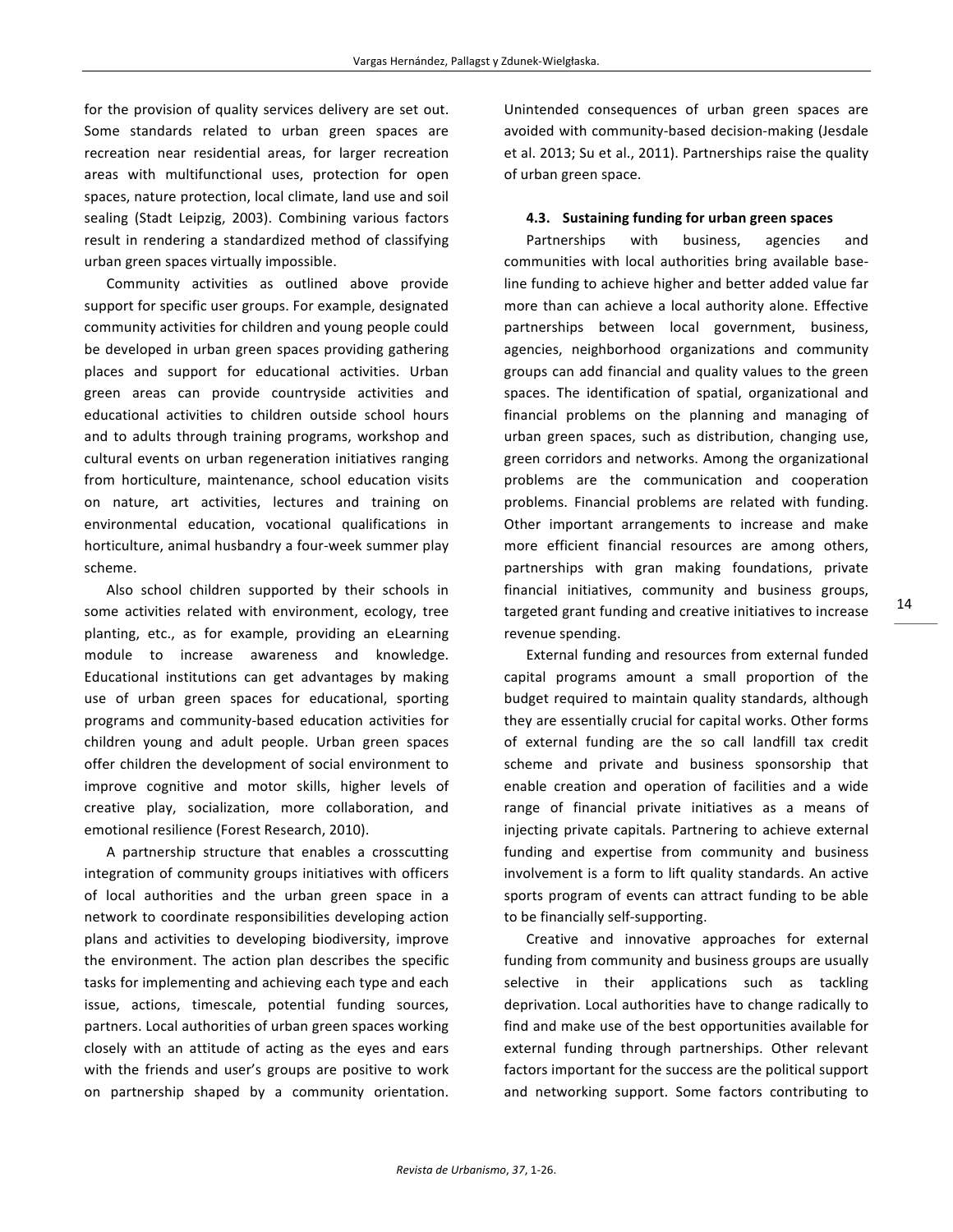for the provision of quality services delivery are set out. Some standards related to urban green spaces are recreation near residential areas, for larger recreation areas with multifunctional uses, protection for open spaces, nature protection, local climate, land use and soil sealing (Stadt Leipzig, 2003). Combining various factors result in rendering a standardized method of classifying urban green spaces virtually impossible.

Community activities as outlined above provide support for specific user groups. For example, designated community activities for children and young people could be developed in urban green spaces providing gathering places and support for educational activities. Urban green areas can provide countryside activities and educational activities to children outside school hours and to adults through training programs, workshop and cultural events on urban regeneration initiatives ranging from horticulture, maintenance, school education visits on nature, art activities, lectures and training on environmental education, vocational qualifications in horticulture, animal husbandry a four-week summer play scheme.

Also school children supported by their schools in some activities related with environment, ecology, tree planting, etc., as for example, providing an eLearning module to increase awareness and knowledge. Educational institutions can get advantages by making use of urban green spaces for educational, sporting programs and community-based education activities for children young and adult people. Urban green spaces offer children the development of social environment to improve cognitive and motor skills, higher levels of creative play, socialization, more collaboration, and emotional resilience (Forest Research, 2010).

A partnership structure that enables a crosscutting integration of community groups initiatives with officers of local authorities and the urban green space in a network to coordinate responsibilities developing action plans and activities to developing biodiversity, improve the environment. The action plan describes the specific tasks for implementing and achieving each type and each issue, actions, timescale, potential funding sources, partners. Local authorities of urban green spaces working closely with an attitude of acting as the eyes and ears with the friends and user's groups are positive to work on partnership shaped by a community orientation. Unintended consequences of urban green spaces are avoided with community-based decision-making (Jesdale et al. 2013; Su et al., 2011). Partnerships raise the quality of urban green space.

### 4.3. Sustaining funding for urban green spaces

Partnerships with business, agencies and communities with local authorities bring available base-line funding to achieve higher and better added value far more than can achieve a local authority alone. Effective partnerships between local government, business, agencies, neighborhood organizations and community groups can add financial and quality values to the green spaces. The identification of spatial, organizational and financial problems on the planning and managing of urban green spaces, such as distribution, changing use, green corridors and networks. Among the organizational problems are the communication and cooperation problems. Financial problems are related with funding. Other important arrangements to increase and make more efficient financial resources are among others, partnerships with gran making foundations, private financial initiatives, community and business groups, targeted grant funding and creative initiatives to increase revenue spending.

External funding and resources from external funded capital programs amount a small proportion of the budget required to maintain quality standards, although they are essentially crucial for capital works. Other forms of external funding are the so call landfill tax credit scheme and private and business sponsorship that enable creation and operation of facilities and a wide range of financial private initiatives as a means of injecting private capitals. Partnering to achieve external funding and expertise from community and business involvement is a form to lift quality standards. An active sports program of events can attract funding to be able to be financially self-supporting.

Creative and innovative approaches for external funding from community and business groups are usually selective in their applications such as tackling deprivation. Local authorities have to change radically to find and make use of the best opportunities available for external funding through partnerships. Other relevant factors important for the success are the political support and networking support. Some factors contributing to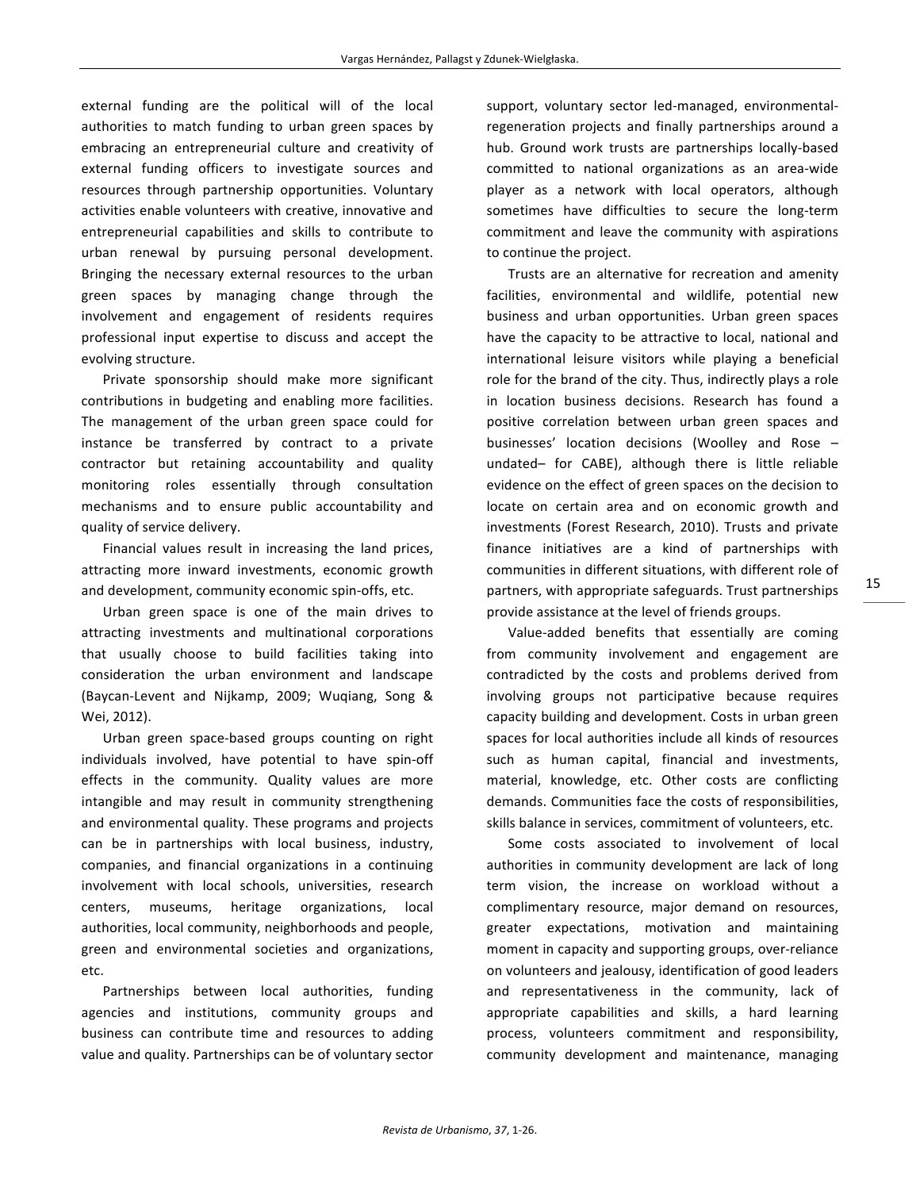external funding are the political will of the local authorities to match funding to urban green spaces by embracing an entrepreneurial culture and creativity of external funding officers to investigate sources and resources through partnership opportunities. Voluntary activities enable volunteers with creative, innovative and entrepreneurial capabilities and skills to contribute to urban renewal by pursuing personal development. Bringing the necessary external resources to the urban green spaces by managing change through the involvement and engagement of residents requires professional input expertise to discuss and accept the evolving structure.

Private sponsorship should make more significant contributions in budgeting and enabling more facilities. The management of the urban green space could for instance be transferred by contract to a private contractor but retaining accountability and quality monitoring roles essentially through consultation mechanisms and to ensure public accountability and quality of service delivery.

Financial values result in increasing the land prices, attracting more inward investments, economic growth and development, community economic spin-offs, etc.

Urban green space is one of the main drives to attracting investments and multinational corporations that usually choose to build facilities taking into consideration the urban environment and landscape (Baycan-Levent and Nijkamp, 2009; Wuqiang, Song & Wei, 2012).

Urban green space-based groups counting on right individuals involved, have potential to have spin-off effects in the community. Quality values are more intangible and may result in community strengthening and environmental quality. These programs and projects can be in partnerships with local business, industry, companies, and financial organizations in a continuing involvement with local schools, universities, research centers, museums, heritage organizations, local authorities, local community, neighborhoods and people, green and environmental societies and organizations, etc.

Partnerships between local authorities, funding agencies and institutions, community groups and business can contribute time and resources to adding value and quality. Partnerships can be of voluntary sector support, voluntary sector led-managed, environmental-regeneration projects and finally partnerships around a hub. Ground work trusts are partnerships locally-based committed to national organizations as an area-wide player as a network with local operators, although sometimes have difficulties to secure the long-term commitment and leave the community with aspirations to continue the project.

Trusts are an alternative for recreation and amenity facilities, environmental and wildlife, potential new business and urban opportunities. Urban green spaces have the capacity to be attractive to local, national and international leisure visitors while playing a beneficial role for the brand of the city. Thus, indirectly plays a role in location business decisions. Research has found a positive correlation between urban green spaces and businesses' location decisions (Woolley and Rose –undated– for CABE), although there is little reliable evidence on the effect of green spaces on the decision to locate on certain area and on economic growth and investments (Forest Research, 2010). Trusts and private finance initiatives are a kind of partnerships with communities in different situations, with different role of partners, with appropriate safeguards. Trust partnerships provide assistance at the level of friends groups.

Value-added benefits that essentially are coming from community involvement and engagement are contradicted by the costs and problems derived from involving groups not participative because requires capacity building and development. Costs in urban green spaces for local authorities include all kinds of resources such as human capital, financial and investments, material, knowledge, etc. Other costs are conflicting demands. Communities face the costs of responsibilities, skills balance in services, commitment of volunteers, etc.

Some costs associated to involvement of local authorities in community development are lack of long term vision, the increase on workload without a complimentary resource, major demand on resources, greater expectations, motivation and maintaining moment in capacity and supporting groups, over-reliance on volunteers and jealousy, identification of good leaders and representativeness in the community, lack of appropriate capabilities and skills, a hard learning process, volunteers commitment and responsibility, community development and maintenance, managing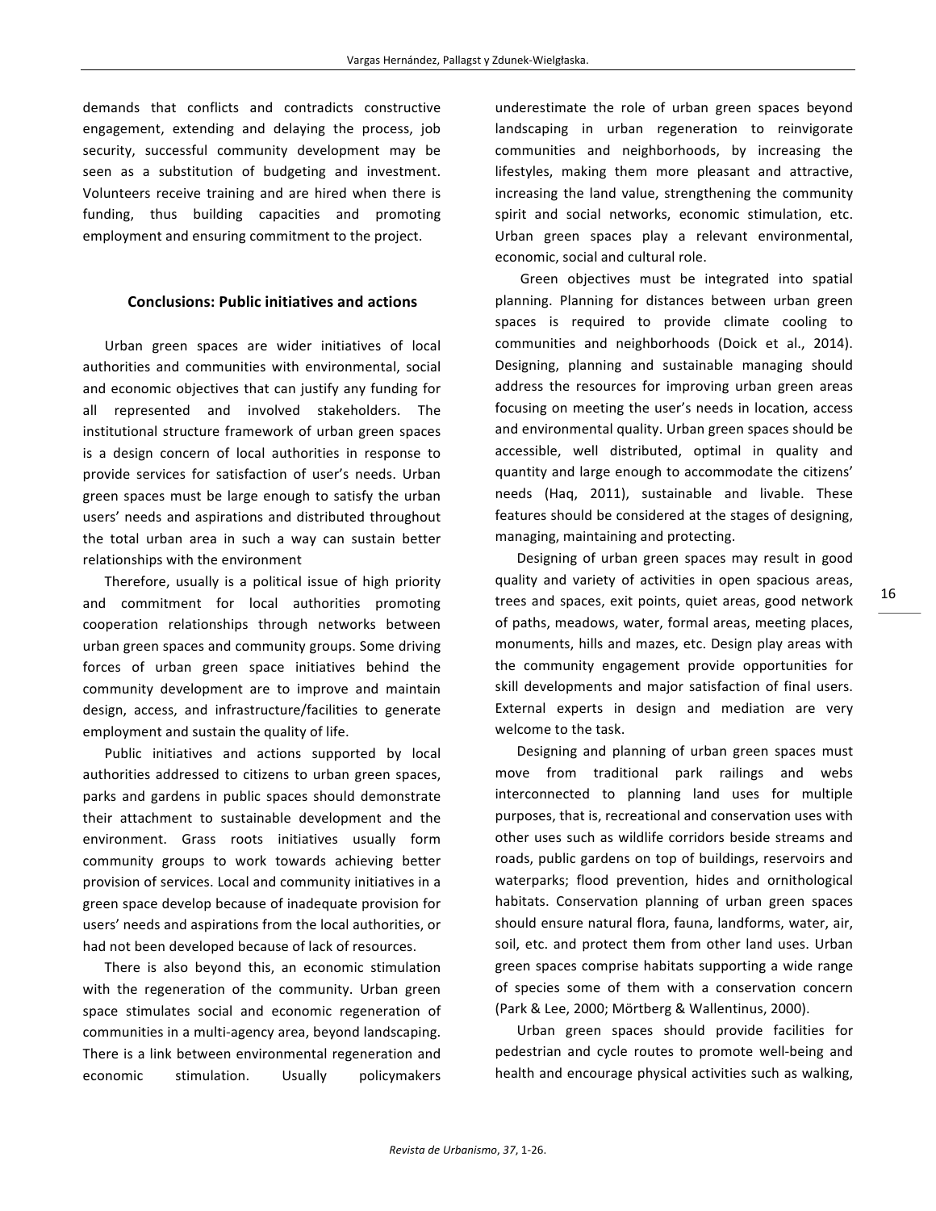demands that conflicts and contradicts constructive engagement, extending and delaying the process, job security, successful community development may be seen as a substitution of budgeting and investment. Volunteers receive training and are hired when there is funding, thus building capacities and promoting employment and ensuring commitment to the project.

## Conclusions: Public initiatives and actions

Urban green spaces are wider initiatives of local authorities and communities with environmental, social and economic objectives that can justify any funding for all represented and involved stakeholders. The institutional structure framework of urban green spaces is a design concern of local authorities in response to provide services for satisfaction of user's needs. Urban green spaces must be large enough to satisfy the urban users' needs and aspirations and distributed throughout the total urban area in such a way can sustain better relationships with the environment

Therefore, usually is a political issue of high priority and commitment for local authorities promoting cooperation relationships through networks between urban green spaces and community groups. Some driving forces of urban green space initiatives behind the community development are to improve and maintain design, access, and infrastructure/facilities to generate employment and sustain the quality of life.

Public initiatives and actions supported by local authorities addressed to citizens to urban green spaces, parks and gardens in public spaces should demonstrate their attachment to sustainable development and the environment. Grass roots initiatives usually form community groups to work towards achieving better provision of services. Local and community initiatives in a green space develop because of inadequate provision for users' needs and aspirations from the local authorities, or had not been developed because of lack of resources.

There is also beyond this, an economic stimulation with the regeneration of the community. Urban green space stimulates social and economic regeneration of communities in a multi-agency area, beyond landscaping. There is a link between environmental regeneration and economic stimulation. Usually policymakers underestimate the role of urban green spaces beyond landscaping in urban regeneration to reinvigorate communities and neighborhoods, by increasing the lifestyles, making them more pleasant and attractive, increasing the land value, strengthening the community spirit and social networks, economic stimulation, etc. Urban green spaces play a relevant environmental, economic, social and cultural role.

Green objectives must be integrated into spatial planning. Planning for distances between urban green spaces is required to provide climate cooling to communities and neighborhoods (Doick et al., 2014). Designing, planning and sustainable managing should address the resources for improving urban green areas focusing on meeting the user's needs in location, access and environmental quality. Urban green spaces should be accessible, well distributed, optimal in quality and quantity and large enough to accommodate the citizens' needs (Haq, 2011), sustainable and livable. These features should be considered at the stages of designing, managing, maintaining and protecting.

Designing of urban green spaces may result in good quality and variety of activities in open spacious areas, trees and spaces, exit points, quiet areas, good network of paths, meadows, water, formal areas, meeting places, monuments, hills and mazes, etc. Design play areas with the community engagement provide opportunities for skill developments and major satisfaction of final users. External experts in design and mediation are very welcome to the task.

Designing and planning of urban green spaces must move from traditional park railings and webs interconnected to planning land uses for multiple purposes, that is, recreational and conservation uses with other uses such as wildlife corridors beside streams and roads, public gardens on top of buildings, reservoirs and waterparks; flood prevention, hides and ornithological habitats. Conservation planning of urban green spaces should ensure natural flora, fauna, landforms, water, air, soil, etc. and protect them from other land uses. Urban green spaces comprise habitats supporting a wide range of species some of them with a conservation concern (Park & Lee, 2000; Mörtberg & Wallentinus, 2000).

Urban green spaces should provide facilities for pedestrian and cycle routes to promote well-being and health and encourage physical activities such as walking,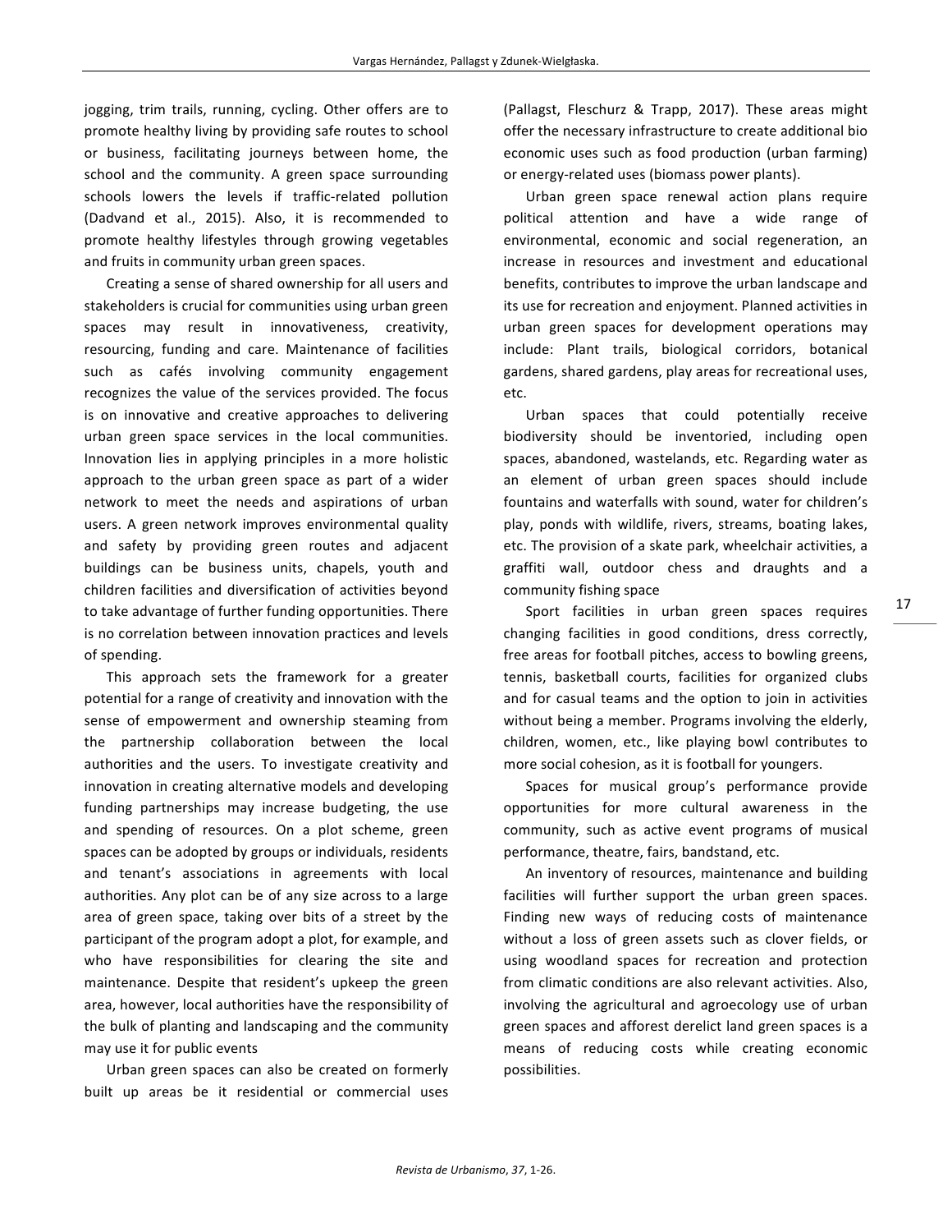jogging, trim trails, running, cycling. Other offers are to promote healthy living by providing safe routes to school or business, facilitating journeys between home, the school and the community. A green space surrounding schools lowers the levels if traffic-related pollution (Dadvand et al., 2015). Also, it is recommended to promote healthy lifestyles through growing vegetables and fruits in community urban green spaces.

Creating a sense of shared ownership for all users and stakeholders is crucial for communities using urban green spaces may result in innovativeness, creativity, resourcing, funding and care. Maintenance of facilities such as cafés involving community engagement recognizes the value of the services provided. The focus is on innovative and creative approaches to delivering urban green space services in the local communities. Innovation lies in applying principles in a more holistic approach to the urban green space as part of a wider network to meet the needs and aspirations of urban users. A green network improves environmental quality and safety by providing green routes and adjacent buildings can be business units, chapels, youth and children facilities and diversification of activities beyond to take advantage of further funding opportunities. There is no correlation between innovation practices and levels of spending.

This approach sets the framework for a greater potential for a range of creativity and innovation with the sense of empowerment and ownership steaming from the partnership collaboration between the local authorities and the users. To investigate creativity and innovation in creating alternative models and developing funding partnerships may increase budgeting, the use and spending of resources. On a plot scheme, green spaces can be adopted by groups or individuals, residents and tenant's associations in agreements with local authorities. Any plot can be of any size across to a large area of green space, taking over bits of a street by the participant of the program adopt a plot, for example, and who have responsibilities for clearing the site and maintenance. Despite that resident's upkeep the green area, however, local authorities have the responsibility of the bulk of planting and landscaping and the community may use it for public events

Urban green spaces can also be created on formerly built up areas be it residential or commercial uses (Pallagst, Fleschurz & Trapp, 2017). These areas might offer the necessary infrastructure to create additional bio economic uses such as food production (urban farming) or energy-related uses (biomass power plants).

Urban green space renewal action plans require political attention and have a wide range of environmental, economic and social regeneration, an increase in resources and investment and educational benefits, contributes to improve the urban landscape and its use for recreation and enjoyment. Planned activities in urban green spaces for development operations may include: Plant trails, biological corridors, botanical gardens, shared gardens, play areas for recreational uses, etc.

Urban spaces that could potentially receive biodiversity should be inventoried, including open spaces, abandoned, wastelands, etc. Regarding water as an element of urban green spaces should include fountains and waterfalls with sound, water for children's play, ponds with wildlife, rivers, streams, boating lakes, etc. The provision of a skate park, wheelchair activities, a graffiti wall, outdoor chess and draughts and a community fishing space

Sport facilities in urban green spaces requires changing facilities in good conditions, dress correctly, free areas for football pitches, access to bowling greens, tennis, basketball courts, facilities for organized clubs and for casual teams and the option to join in activities without being a member. Programs involving the elderly, children, women, etc., like playing bowl contributes to more social cohesion, as it is football for youngers.

Spaces for musical group's performance provide opportunities for more cultural awareness in the community, such as active event programs of musical performance, theatre, fairs, bandstand, etc.

An inventory of resources, maintenance and building facilities will further support the urban green spaces. Finding new ways of reducing costs of maintenance without a loss of green assets such as clover fields, or using woodland spaces for recreation and protection from climatic conditions are also relevant activities. Also, involving the agricultural and agroecology use of urban green spaces and afforest derelict land green spaces is a means of reducing costs while creating economic possibilities.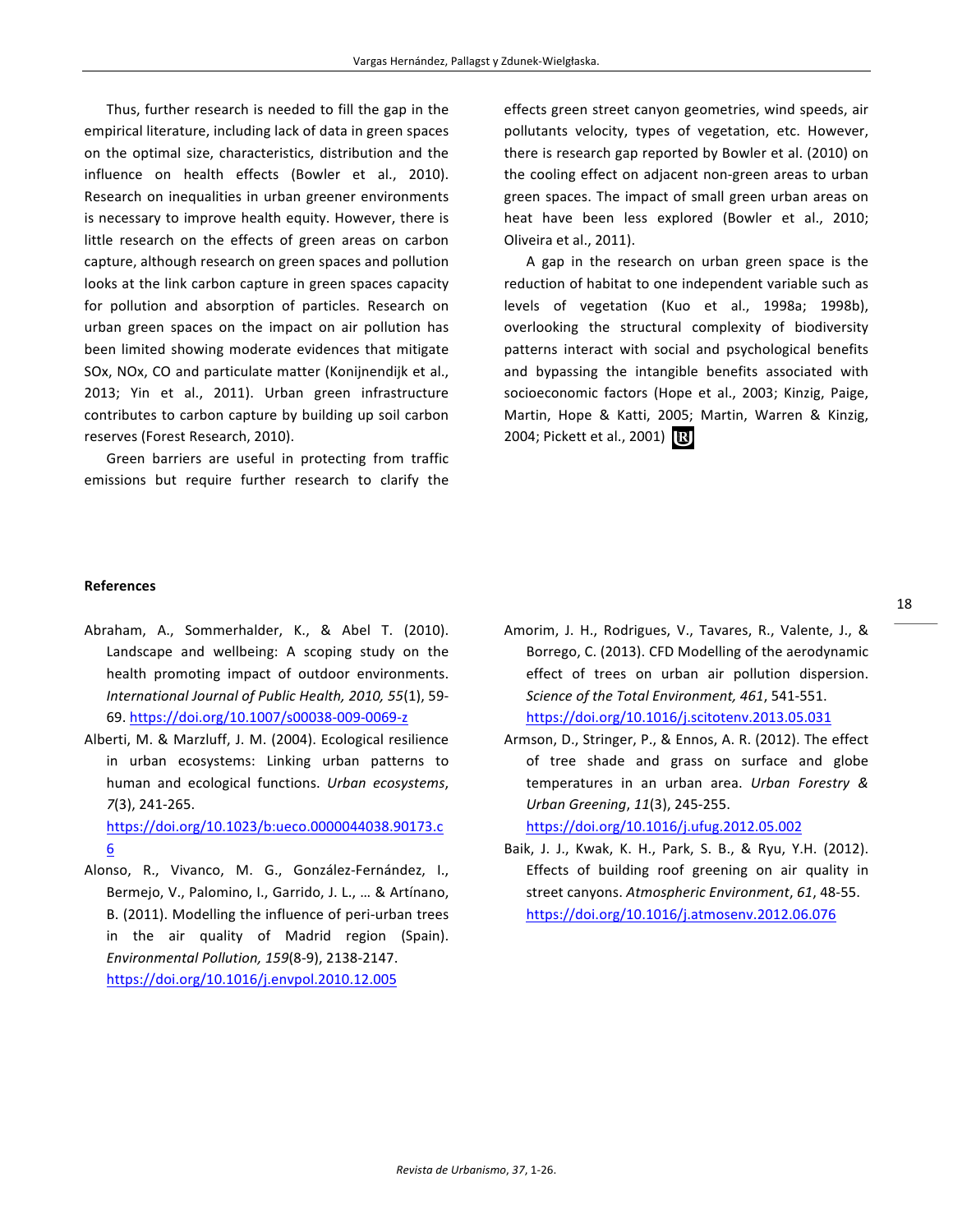Thus, further research is needed to fill the gap in the empirical literature, including lack of data in green spaces on the optimal size, characteristics, distribution and the influence on health effects (Bowler et al., 2010). Research on inequalities in urban greener environments is necessary to improve health equity. However, there is little research on the effects of green areas on carbon capture, although research on green spaces and pollution looks at the link carbon capture in green spaces capacity for pollution and absorption of particles. Research on urban green spaces on the impact on air pollution has been limited showing moderate evidences that mitigate SOx, NOx, CO and particulate matter (Konijnendijk et al., 2013; Yin et al., 2011). Urban green infrastructure contributes to carbon capture by building up soil carbon reserves (Forest Research, 2010).

Green barriers are useful in protecting from traffic emissions but require further research to clarify the effects green street canyon geometries, wind speeds, air pollutants velocity, types of vegetation, etc. However, there is research gap reported by Bowler et al. (2010) on the cooling effect on adjacent non-green areas to urban green spaces. The impact of small green urban areas on heat have been less explored (Bowler et al., 2010; Oliveira et al., 2011).

A gap in the research on urban green space is the reduction of habitat to one independent variable such as levels of vegetation (Kuo et al., 1998a; 1998b), overlooking the structural complexity of biodiversity patterns interact with social and psychological benefits and bypassing the intangible benefits associated with socioeconomic factors (Hope et al., 2003; Kinzig, Paige, Martin, Hope & Katti, 2005; Martin, Warren & Kinzig, 2004; Pickett et al., 2001)

**References**

Abraham, A., Sommerhalder, K., & Abel T. (2010). Landscape and wellbeing: A scoping study on the health promoting impact of outdoor environments. *International Journal of Public Health, 2010, 55*(1), 59-69. https://doi.org/10.1007/s00038-009-0069-z

Alberti, M. & Marzluff, J. M. (2004). Ecological resilience in urban ecosystems: Linking urban patterns to human and ecological functions. *Urban ecosystems*, *7*(3), 241-265. https://doi.org/10.1023/b:ueco.0000044038.90173.c6

Alonso, R., Vivanco, M. G., González-Fernández, I., Bermejo, V., Palomino, I., Garrido, J. L., … & Artínano, B. (2011). Modelling the influence of peri-urban trees in the air quality of Madrid region (Spain). *Environmental Pollution, 159*(8-9), 2138-2147. https://doi.org/10.1016/j.envpol.2010.12.005

Amorim, J. H., Rodrigues, V., Tavares, R., Valente, J., & Borrego, C. (2013). CFD Modelling of the aerodynamic effect of trees on urban air pollution dispersion. *Science of the Total Environment, 461*, 541-551. https://doi.org/10.1016/j.scitotenv.2013.05.031

Armson, D., Stringer, P., & Ennos, A. R. (2012). The effect of tree shade and grass on surface and globe temperatures in an urban area. *Urban Forestry & Urban Greening*, *11*(3), 245-255. https://doi.org/10.1016/j.ufug.2012.05.002

Baik, J. J., Kwak, K. H., Park, S. B., & Ryu, Y.H. (2012). Effects of building roof greening on air quality in street canyons. *Atmospheric Environment*, *61*, 48-55. https://doi.org/10.1016/j.atmosenv.2012.06.076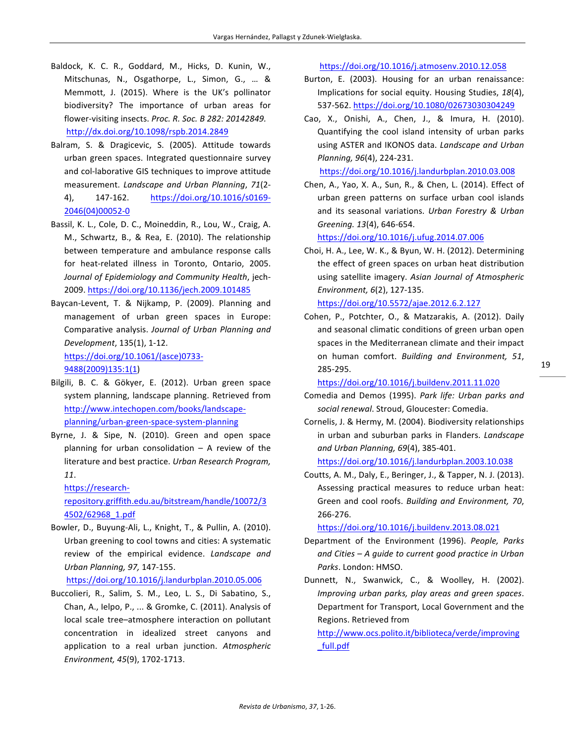Baldock, K. C. R., Goddard, M., Hicks, D. Kunin, W., Mitschunas, N., Osgathorpe, L., Simon, G., … & Memmott, J. (2015). Where is the UK's pollinator biodiversity? The importance of urban areas for flower-visiting insects. *Proc. R. Soc. B 282: 20142849.* http://dx.doi.org/10.1098/rspb.2014.2849

Balram, S. & Dragicevic, S. (2005). Attitude towards urban green spaces. Integrated questionnaire survey and col-laborative GIS techniques to improve attitude measurement. *Landscape and Urban Planning*, *71*(2-4), 147-162. https://doi.org/10.1016/s0169-2046(04)00052-0

Bassil, K. L., Cole, D. C., Moineddin, R., Lou, W., Craig, A. M., Schwartz, B., & Rea, E. (2010). The relationship between temperature and ambulance response calls for heat-related illness in Toronto, Ontario, 2005. *Journal of Epidemiology and Community Health*, jech-2009. https://doi.org/10.1136/jech.2009.101485

Baycan-Levent, T. & Nijkamp, P. (2009). Planning and management of urban green spaces in Europe: Comparative analysis. *Journal of Urban Planning and Development*, 135(1), 1-12. https://doi.org/10.1061/(asce)0733-9488(2009)135:1(1)

Bilgili, B. C. & Gökyer, E. (2012). Urban green space system planning, landscape planning. Retrieved from http://www.intechopen.com/books/landscape-planning/urban-green-space-system-planning

Byrne, J. & Sipe, N. (2010). Green and open space planning for urban consolidation – A review of the literature and best practice. *Urban Research Program, 11*. https://research-repository.griffith.edu.au/bitstream/handle/10072/34502/62968_1.pdf

Bowler, D., Buyung-Ali, L., Knight, T., & Pullin, A. (2010). Urban greening to cool towns and cities: A systematic review of the empirical evidence. *Landscape and Urban Planning, 97,* 147-155. https://doi.org/10.1016/j.landurbplan.2010.05.006

Buccolieri, R., Salim, S. M., Leo, L. S., Di Sabatino, S., Chan, A., Ielpo, P., ... & Gromke, C. (2011). Analysis of local scale tree–atmosphere interaction on pollutant concentration in idealized street canyons and application to a real urban junction. *Atmospheric Environment, 45*(9), 1702-1713. https://doi.org/10.1016/j.atmosenv.2010.12.058

Burton, E. (2003). Housing for an urban renaissance: Implications for social equity. Housing Studies, *18*(4), 537-562. https://doi.org/10.1080/02673030304249

Cao, X., Onishi, A., Chen, J., & Imura, H. (2010). Quantifying the cool island intensity of urban parks using ASTER and IKONOS data. *Landscape and Urban Planning, 96*(4), 224-231. https://doi.org/10.1016/j.landurbplan.2010.03.008

Chen, A., Yao, X. A., Sun, R., & Chen, L. (2014). Effect of urban green patterns on surface urban cool islands and its seasonal variations. *Urban Forestry & Urban Greening. 13*(4), 646-654. https://doi.org/10.1016/j.ufug.2014.07.006

Choi, H. A., Lee, W. K., & Byun, W. H. (2012). Determining the effect of green spaces on urban heat distribution using satellite imagery. *Asian Journal of Atmospheric Environment, 6*(2), 127-135. https://doi.org/10.5572/ajae.2012.6.2.127

Cohen, P., Potchter, O., & Matzarakis, A. (2012). Daily and seasonal climatic conditions of green urban open spaces in the Mediterranean climate and their impact on human comfort. *Building and Environment, 51*, 285-295. https://doi.org/10.1016/j.buildenv.2011.11.020

Comedia and Demos (1995). *Park life: Urban parks and social renewal*. Stroud, Gloucester: Comedia.

Cornelis, J. & Hermy, M. (2004). Biodiversity relationships in urban and suburban parks in Flanders. *Landscape and Urban Planning, 69*(4), 385-401. https://doi.org/10.1016/j.landurbplan.2003.10.038

Coutts, A. M., Daly, E., Beringer, J., & Tapper, N. J. (2013). Assessing practical measures to reduce urban heat: Green and cool roofs. *Building and Environment, 70*, 266-276. https://doi.org/10.1016/j.buildenv.2013.08.021

Department of the Environment (1996). *People, Parks and Cities – A guide to current good practice in Urban Parks*. London: HMSO.

Dunnett, N., Swanwick, C., & Woolley, H. (2002). *Improving urban parks, play areas and green spaces*. Department for Transport, Local Government and the Regions. Retrieved from http://www.ocs.polito.it/biblioteca/verde/improving_full.pdf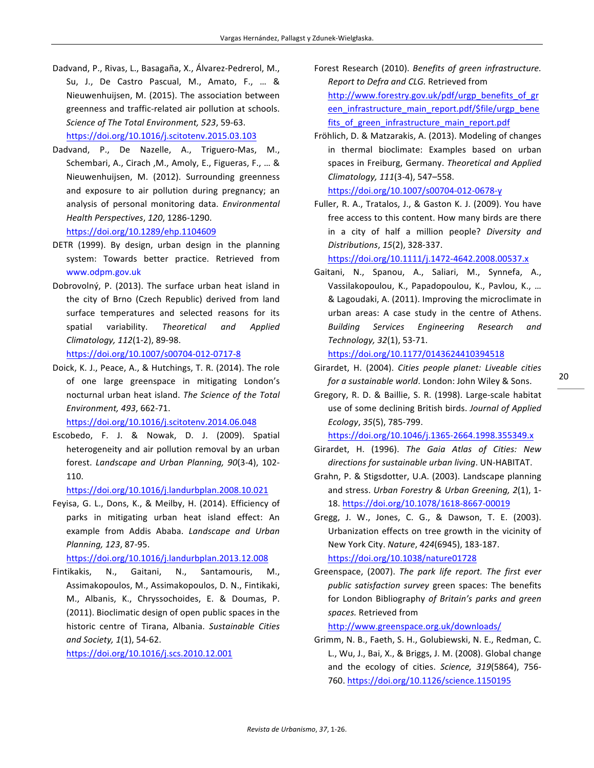Dadvand, P., Rivas, L., Basagaña, X., Álvarez-Pedrerol, M., Su, J., De Castro Pascual, M., Amato, F., … & Nieuwenhuijsen, M. (2015). The association between greenness and traffic-related air pollution at schools. *Science of The Total Environment, 523*, 59-63. https://doi.org/10.1016/j.scitotenv.2015.03.103

Dadvand, P., De Nazelle, A., Triguero-Mas, M., Schembari, A., Cirach ,M., Amoly, E., Figueras, F., … & Nieuwenhuijsen, M. (2012). Surrounding greenness and exposure to air pollution during pregnancy; an analysis of personal monitoring data. *Environmental Health Perspectives*, *120*, 1286-1290. https://doi.org/10.1289/ehp.1104609

DETR (1999). By design, urban design in the planning system: Towards better practice. Retrieved from www.odpm.gov.uk

Dobrovolný, P. (2013). The surface urban heat island in the city of Brno (Czech Republic) derived from land surface temperatures and selected reasons for its spatial variability. *Theoretical and Applied Climatology, 112*(1-2), 89-98. https://doi.org/10.1007/s00704-012-0717-8

Doick, K. J., Peace, A., & Hutchings, T. R. (2014). The role of one large greenspace in mitigating London's nocturnal urban heat island. *The Science of the Total Environment, 493*, 662-71. https://doi.org/10.1016/j.scitotenv.2014.06.048

Escobedo, F. J. & Nowak, D. J. (2009). Spatial heterogeneity and air pollution removal by an urban forest. *Landscape and Urban Planning, 90*(3-4), 102-110. https://doi.org/10.1016/j.landurbplan.2008.10.021

Feyisa, G. L., Dons, K., & Meilby, H. (2014). Efficiency of parks in mitigating urban heat island effect: An example from Addis Ababa. *Landscape and Urban Planning, 123*, 87-95. https://doi.org/10.1016/j.landurbplan.2013.12.008

Fintikakis, N., Gaitani, N., Santamouris, M., Assimakopoulos, M., Assimakopoulos, D. N., Fintikaki, M., Albanis, K., Chryssochoides, E. & Doumas, P. (2011). Bioclimatic design of open public spaces in the historic centre of Tirana, Albania. *Sustainable Cities and Society, 1*(1), 54-62. https://doi.org/10.1016/j.scs.2010.12.001

Forest Research (2010). *Benefits of green infrastructure. Report to Defra and CLG.* Retrieved from http://www.forestry.gov.uk/pdf/urgp_benefits_of_green_infrastructure_main_report.pdf/$file/urgp_benefits_of_green_infrastructure_main_report.pdf

Fröhlich, D. & Matzarakis, A. (2013). Modeling of changes in thermal bioclimate: Examples based on urban spaces in Freiburg, Germany. *Theoretical and Applied Climatology, 111*(3-4), 547–558. https://doi.org/10.1007/s00704-012-0678-y

Fuller, R. A., Tratalos, J., & Gaston K. J. (2009). You have free access to this content. How many birds are there in a city of half a million people? *Diversity and Distributions*, *15*(2), 328-337. https://doi.org/10.1111/j.1472-4642.2008.00537.x

Gaitani, N., Spanou, A., Saliari, M., Synnefa, A., Vassilakopoulou, K., Papadopoulou, K., Pavlou, K., … & Lagoudaki, A. (2011). Improving the microclimate in urban areas: A case study in the centre of Athens. *Building Services Engineering Research and Technology, 32*(1), 53-71. https://doi.org/10.1177/0143624410394518

Girardet, H. (2004). *Cities people planet: Liveable cities for a sustainable world*. London: John Wiley & Sons.

Gregory, R. D. & Baillie, S. R. (1998). Large-scale habitat use of some declining British birds. *Journal of Applied Ecology*, *35*(5), 785-799. https://doi.org/10.1046/j.1365-2664.1998.355349.x

Girardet, H. (1996). *The Gaia Atlas of Cities: New directions for sustainable urban living*. UN-HABITAT.

Grahn, P. & Stigsdotter, U.A. (2003). Landscape planning and stress. *Urban Forestry & Urban Greening, 2*(1), 1-18. https://doi.org/10.1078/1618-8667-00019

Gregg, J. W., Jones, C. G., & Dawson, T. E. (2003). Urbanization effects on tree growth in the vicinity of New York City. *Nature*, *424*(6945), 183-187. https://doi.org/10.1038/nature01728

Greenspace, (2007). *The park life report. The first ever public satisfaction survey* green spaces: The benefits for London Bibliography *of Britain's parks and green spaces.* Retrieved from http://www.greenspace.org.uk/downloads/

Grimm, N. B., Faeth, S. H., Golubiewski, N. E., Redman, C. L., Wu, J., Bai, X., & Briggs, J. M. (2008). Global change and the ecology of cities. *Science, 319*(5864), 756-760. https://doi.org/10.1126/science.1150195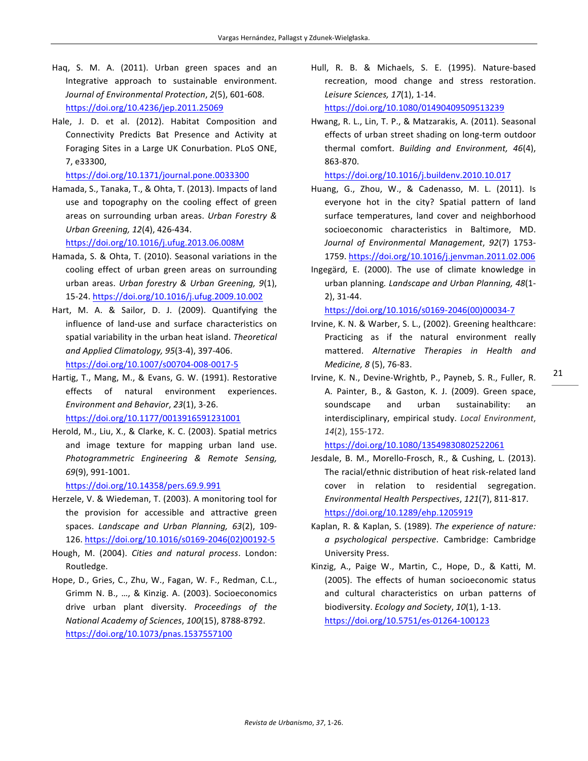Haq, S. M. A. (2011). Urban green spaces and an Integrative approach to sustainable environment. *Journal of Environmental Protection*, *2*(5), 601-608. https://doi.org/10.4236/jep.2011.25069

Hale, J. D. et al. (2012). Habitat Composition and Connectivity Predicts Bat Presence and Activity at Foraging Sites in a Large UK Conurbation. PLoS ONE, 7, e33300, https://doi.org/10.1371/journal.pone.0033300

Hamada, S., Tanaka, T., & Ohta, T. (2013). Impacts of land use and topography on the cooling effect of green areas on surrounding urban areas. *Urban Forestry & Urban Greening, 12*(4), 426-434. https://doi.org/10.1016/j.ufug.2013.06.008M

Hamada, S. & Ohta, T. (2010). Seasonal variations in the cooling effect of urban green areas on surrounding urban areas. *Urban forestry & Urban Greening, 9*(1), 15-24. https://doi.org/10.1016/j.ufug.2009.10.002

Hart, M. A. & Sailor, D. J. (2009). Quantifying the influence of land-use and surface characteristics on spatial variability in the urban heat island. *Theoretical and Applied Climatology, 95*(3-4), 397-406. https://doi.org/10.1007/s00704-008-0017-5

Hartig, T., Mang, M., & Evans, G. W. (1991). Restorative effects of natural environment experiences. *Environment and Behavior*, *23*(1), 3-26. https://doi.org/10.1177/0013916591231001

Herold, M., Liu, X., & Clarke, K. C. (2003). Spatial metrics and image texture for mapping urban land use. *Photogrammetric Engineering & Remote Sensing, 69*(9), 991-1001. https://doi.org/10.14358/pers.69.9.991

Herzele, V. & Wiedeman, T. (2003). A monitoring tool for the provision for accessible and attractive green spaces. *Landscape and Urban Planning, 63*(2), 109-126. https://doi.org/10.1016/s0169-2046(02)00192-5

Hough, M. (2004). *Cities and natural process*. London: Routledge.

Hope, D., Gries, C., Zhu, W., Fagan, W. F., Redman, C.L., Grimm N. B., …, & Kinzig. A. (2003). Socioeconomics drive urban plant diversity. *Proceedings of the National Academy of Sciences*, *100*(15), 8788-8792. https://doi.org/10.1073/pnas.1537557100

Hull, R. B. & Michaels, S. E. (1995). Nature-based recreation, mood change and stress restoration. *Leisure Sciences, 17*(1), 1-14. https://doi.org/10.1080/01490409509513239

Hwang, R. L., Lin, T. P., & Matzarakis, A. (2011). Seasonal effects of urban street shading on long-term outdoor thermal comfort. *Building and Environment, 46*(4), 863-870. https://doi.org/10.1016/j.buildenv.2010.10.017

Huang, G., Zhou, W., & Cadenasso, M. L. (2011). Is everyone hot in the city? Spatial pattern of land surface temperatures, land cover and neighborhood socioeconomic characteristics in Baltimore, MD. *Journal of Environmental Management*, *92*(7) 1753-1759. https://doi.org/10.1016/j.jenvman.2011.02.006

Ingegärd, E. (2000). The use of climate knowledge in urban planning*. Landscape and Urban Planning, 48*(1-2), 31-44. https://doi.org/10.1016/s0169-2046(00)00034-7

Irvine, K. N. & Warber, S. L., (2002). Greening healthcare: Practicing as if the natural environment really mattered. *Alternative Therapies in Health and Medicine, 8* (5), 76-83.

Irvine, K. N., Devine-Wrightb, P., Payneb, S. R., Fuller, R. A. Painter, B., & Gaston, K. J. (2009). Green space, soundscape and urban sustainability: an interdisciplinary, empirical study. *Local Environment*, *14*(2), 155-172. https://doi.org/10.1080/13549830802522061

Jesdale, B. M., Morello-Frosch, R., & Cushing, L. (2013). The racial/ethnic distribution of heat risk-related land cover in relation to residential segregation. *Environmental Health Perspectives*, *121*(7), 811-817. https://doi.org/10.1289/ehp.1205919

Kaplan, R. & Kaplan, S. (1989). *The experience of nature: a psychological perspective*. Cambridge: Cambridge University Press.

Kinzig, A., Paige W., Martin, C., Hope, D., & Katti, M. (2005). The effects of human socioeconomic status and cultural characteristics on urban patterns of biodiversity. *Ecology and Society*, *10*(1), 1-13. https://doi.org/10.5751/es-01264-100123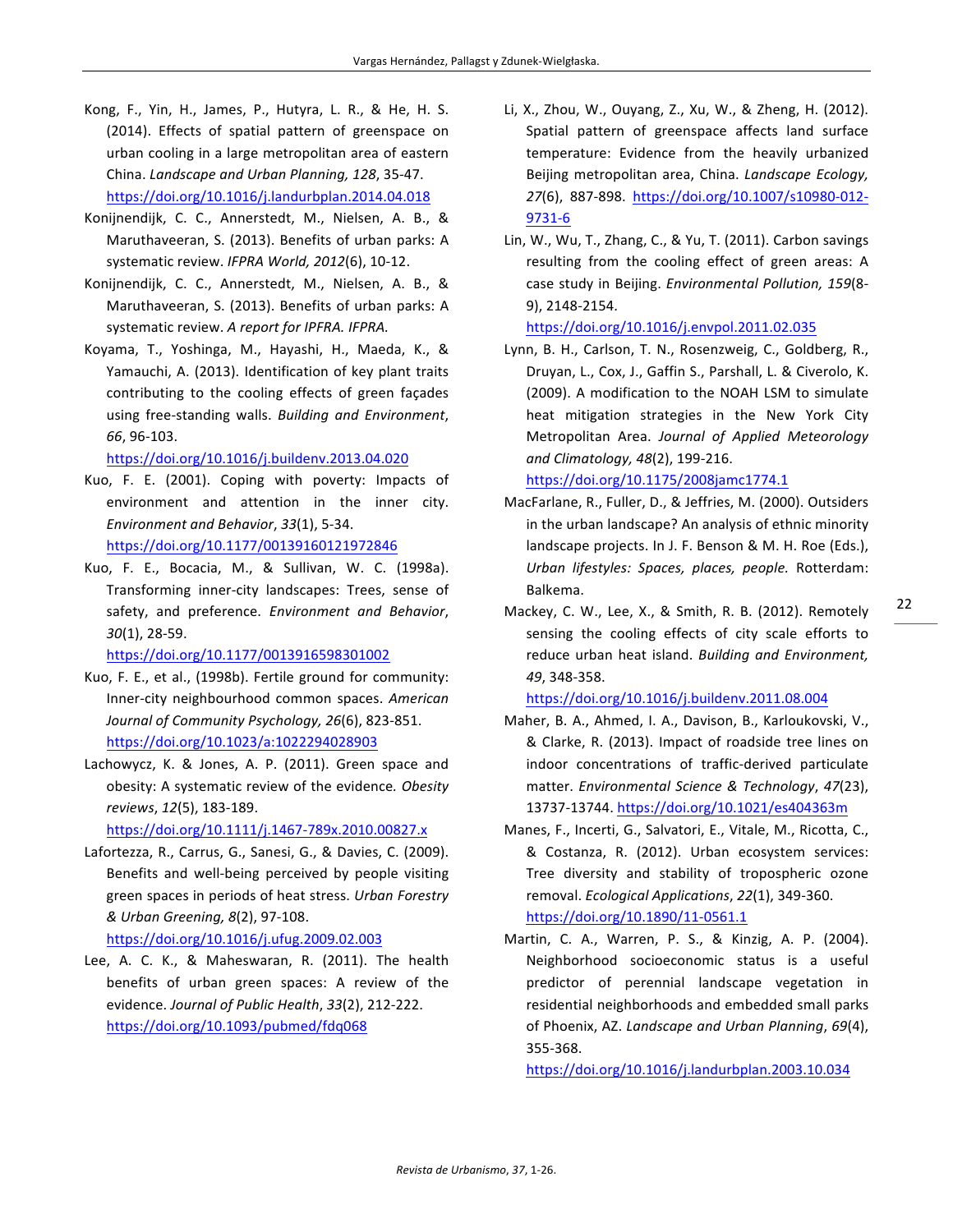Kong, F., Yin, H., James, P., Hutyra, L. R., & He, H. S. (2014). Effects of spatial pattern of greenspace on urban cooling in a large metropolitan area of eastern China. *Landscape and Urban Planning, 128*, 35-47. https://doi.org/10.1016/j.landurbplan.2014.04.018

Konijnendijk, C. C., Annerstedt, M., Nielsen, A. B., & Maruthaveeran, S. (2013). Benefits of urban parks: A systematic review. *IFPRA World, 2012*(6), 10-12.

Konijnendijk, C. C., Annerstedt, M., Nielsen, A. B., & Maruthaveeran, S. (2013). Benefits of urban parks: A systematic review. *A report for IPFRA. IFPRA.*

Koyama, T., Yoshinga, M., Hayashi, H., Maeda, K., & Yamauchi, A. (2013). Identification of key plant traits contributing to the cooling effects of green façades using free-standing walls. *Building and Environment*, *66*, 96-103. https://doi.org/10.1016/j.buildenv.2013.04.020

Kuo, F. E. (2001). Coping with poverty: Impacts of environment and attention in the inner city. *Environment and Behavior*, *33*(1), 5-34. https://doi.org/10.1177/00139160121972846

Kuo, F. E., Bocacia, M., & Sullivan, W. C. (1998a). Transforming inner-city landscapes: Trees, sense of safety, and preference. *Environment and Behavior*, *30*(1), 28-59. https://doi.org/10.1177/0013916598301002

Kuo, F. E., et al., (1998b). Fertile ground for community: Inner-city neighbourhood common spaces. *American Journal of Community Psychology, 26*(6), 823-851. https://doi.org/10.1023/a:1022294028903

Lachowycz, K. & Jones, A. P. (2011). Green space and obesity: A systematic review of the evidence. *Obesity reviews*, *12*(5), 183-189. https://doi.org/10.1111/j.1467-789x.2010.00827.x

Lafortezza, R., Carrus, G., Sanesi, G., & Davies, C. (2009). Benefits and well-being perceived by people visiting green spaces in periods of heat stress. *Urban Forestry & Urban Greening, 8*(2), 97-108. https://doi.org/10.1016/j.ufug.2009.02.003

Lee, A. C. K., & Maheswaran, R. (2011). The health benefits of urban green spaces: A review of the evidence. *Journal of Public Health*, *33*(2), 212-222. https://doi.org/10.1093/pubmed/fdq068

Li, X., Zhou, W., Ouyang, Z., Xu, W., & Zheng, H. (2012). Spatial pattern of greenspace affects land surface temperature: Evidence from the heavily urbanized Beijing metropolitan area, China. *Landscape Ecology, 27*(6), 887-898. https://doi.org/10.1007/s10980-012-9731-6

Lin, W., Wu, T., Zhang, C., & Yu, T. (2011). Carbon savings resulting from the cooling effect of green areas: A case study in Beijing. *Environmental Pollution, 159*(8-9), 2148-2154. https://doi.org/10.1016/j.envpol.2011.02.035

Lynn, B. H., Carlson, T. N., Rosenzweig, C., Goldberg, R., Druyan, L., Cox, J., Gaffin S., Parshall, L. & Civerolo, K. (2009). A modification to the NOAH LSM to simulate heat mitigation strategies in the New York City Metropolitan Area. *Journal of Applied Meteorology and Climatology, 48*(2), 199-216. https://doi.org/10.1175/2008jamc1774.1

MacFarlane, R., Fuller, D., & Jeffries, M. (2000). Outsiders in the urban landscape? An analysis of ethnic minority landscape projects. In J. F. Benson & M. H. Roe (Eds.), *Urban lifestyles: Spaces, places, people.* Rotterdam: Balkema.

Mackey, C. W., Lee, X., & Smith, R. B. (2012). Remotely sensing the cooling effects of city scale efforts to reduce urban heat island. *Building and Environment, 49*, 348-358. https://doi.org/10.1016/j.buildenv.2011.08.004

Maher, B. A., Ahmed, I. A., Davison, B., Karloukovski, V., & Clarke, R. (2013). Impact of roadside tree lines on indoor concentrations of traffic-derived particulate matter. *Environmental Science & Technology*, *47*(23), 13737-13744. https://doi.org/10.1021/es404363m

Manes, F., Incerti, G., Salvatori, E., Vitale, M., Ricotta, C., & Costanza, R. (2012). Urban ecosystem services: Tree diversity and stability of tropospheric ozone removal. *Ecological Applications*, *22*(1), 349-360. https://doi.org/10.1890/11-0561.1

Martin, C. A., Warren, P. S., & Kinzig, A. P. (2004). Neighborhood socioeconomic status is a useful predictor of perennial landscape vegetation in residential neighborhoods and embedded small parks of Phoenix, AZ. *Landscape and Urban Planning*, *69*(4), 355-368. https://doi.org/10.1016/j.landurbplan.2003.10.034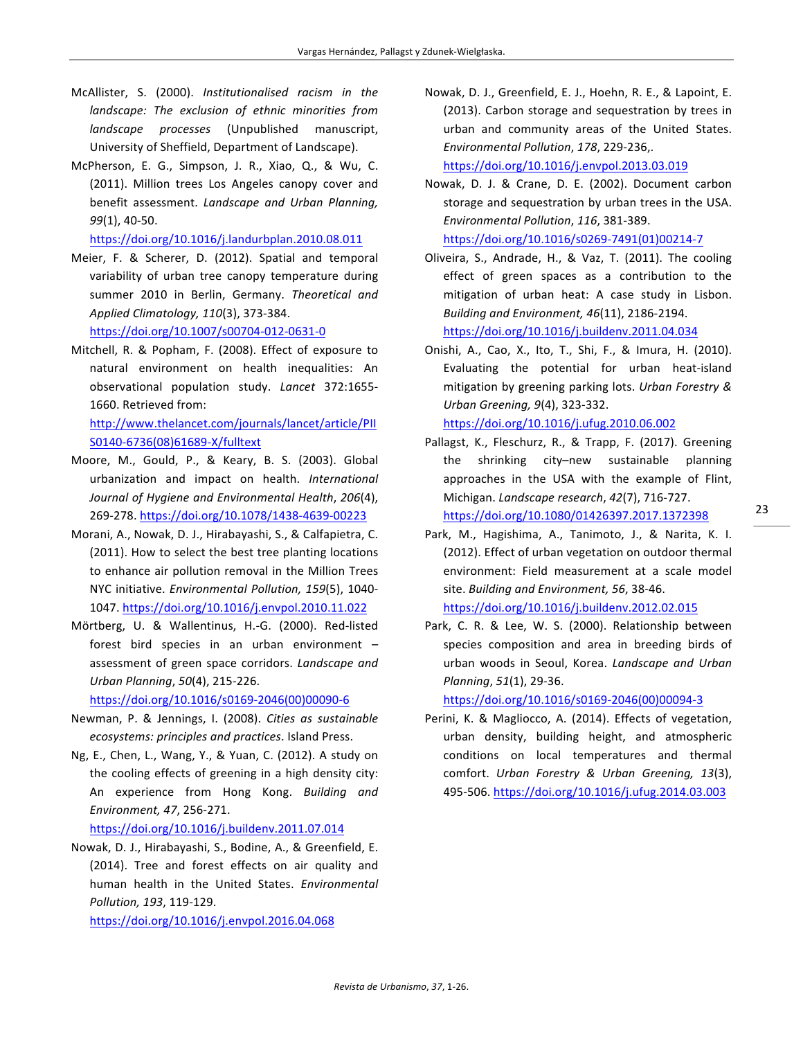McAllister, S. (2000). *Institutionalised racism in the landscape: The exclusion of ethnic minorities from landscape processes* (Unpublished manuscript, University of Sheffield, Department of Landscape).

McPherson, E. G., Simpson, J. R., Xiao, Q., & Wu, C. (2011). Million trees Los Angeles canopy cover and benefit assessment. *Landscape and Urban Planning, 99*(1), 40-50. https://doi.org/10.1016/j.landurbplan.2010.08.011

Meier, F. & Scherer, D. (2012). Spatial and temporal variability of urban tree canopy temperature during summer 2010 in Berlin, Germany. *Theoretical and Applied Climatology, 110*(3), 373-384. https://doi.org/10.1007/s00704-012-0631-0

Mitchell, R. & Popham, F. (2008). Effect of exposure to natural environment on health inequalities: An observational population study. *Lancet* 372:1655-1660. Retrieved from: http://www.thelancet.com/journals/lancet/article/PIIS0140-6736(08)61689-X/fulltext

Moore, M., Gould, P., & Keary, B. S. (2003). Global urbanization and impact on health. *International Journal of Hygiene and Environmental Health*, *206*(4), 269-278. https://doi.org/10.1078/1438-4639-00223

Morani, A., Nowak, D. J., Hirabayashi, S., & Calfapietra, C. (2011). How to select the best tree planting locations to enhance air pollution removal in the Million Trees NYC initiative. *Environmental Pollution, 159*(5), 1040-1047. https://doi.org/10.1016/j.envpol.2010.11.022

Mörtberg, U. & Wallentinus, H.-G. (2000). Red-listed forest bird species in an urban environment – assessment of green space corridors. *Landscape and Urban Planning*, *50*(4), 215-226. https://doi.org/10.1016/s0169-2046(00)00090-6

Newman, P. & Jennings, I. (2008). *Cities as sustainable ecosystems: principles and practices*. Island Press.

Ng, E., Chen, L., Wang, Y., & Yuan, C. (2012). A study on the cooling effects of greening in a high density city: An experience from Hong Kong. *Building and Environment, 47*, 256-271. https://doi.org/10.1016/j.buildenv.2011.07.014

Nowak, D. J., Hirabayashi, S., Bodine, A., & Greenfield, E. (2014). Tree and forest effects on air quality and human health in the United States. *Environmental Pollution, 193*, 119-129. https://doi.org/10.1016/j.envpol.2016.04.068

Nowak, D. J., Greenfield, E. J., Hoehn, R. E., & Lapoint, E. (2013). Carbon storage and sequestration by trees in urban and community areas of the United States. *Environmental Pollution*, *178*, 229-236,. https://doi.org/10.1016/j.envpol.2013.03.019

Nowak, D. J. & Crane, D. E. (2002). Document carbon storage and sequestration by urban trees in the USA. *Environmental Pollution*, *116*, 381-389. https://doi.org/10.1016/s0269-7491(01)00214-7

Oliveira, S., Andrade, H., & Vaz, T. (2011). The cooling effect of green spaces as a contribution to the mitigation of urban heat: A case study in Lisbon. *Building and Environment, 46*(11), 2186-2194. https://doi.org/10.1016/j.buildenv.2011.04.034

Onishi, A., Cao, X., Ito, T., Shi, F., & Imura, H. (2010). Evaluating the potential for urban heat-island mitigation by greening parking lots. *Urban Forestry & Urban Greening, 9*(4), 323-332. https://doi.org/10.1016/j.ufug.2010.06.002

Pallagst, K., Fleschurz, R., & Trapp, F. (2017). Greening the shrinking city–new sustainable planning approaches in the USA with the example of Flint, Michigan. *Landscape research*, *42*(7), 716-727. https://doi.org/10.1080/01426397.2017.1372398

Park, M., Hagishima, A., Tanimoto, J., & Narita, K. I. (2012). Effect of urban vegetation on outdoor thermal environment: Field measurement at a scale model site. *Building and Environment, 56*, 38-46. https://doi.org/10.1016/j.buildenv.2012.02.015

Park, C. R. & Lee, W. S. (2000). Relationship between species composition and area in breeding birds of urban woods in Seoul, Korea. *Landscape and Urban Planning*, *51*(1), 29-36. https://doi.org/10.1016/s0169-2046(00)00094-3

Perini, K. & Magliocco, A. (2014). Effects of vegetation, urban density, building height, and atmospheric conditions on local temperatures and thermal comfort. *Urban Forestry & Urban Greening, 13*(3), 495-506. https://doi.org/10.1016/j.ufug.2014.03.003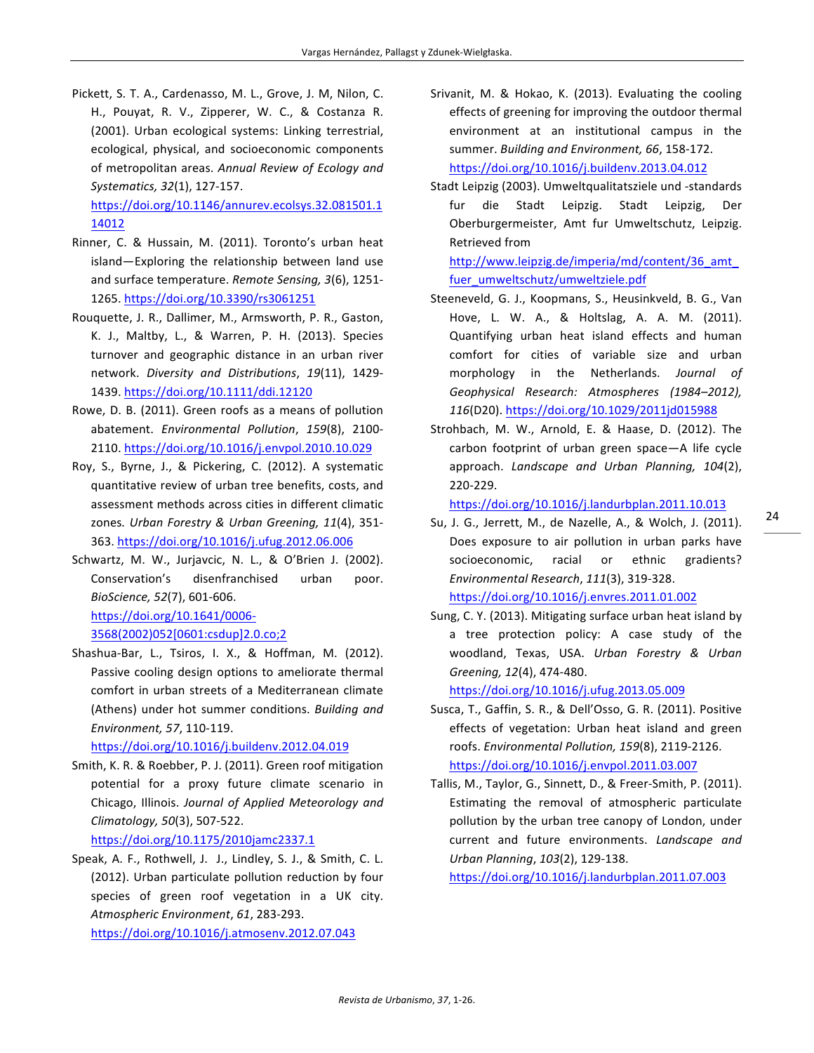Pickett, S. T. A., Cardenasso, M. L., Grove, J. M, Nilon, C. H., Pouyat, R. V., Zipperer, W. C., & Costanza R. (2001). Urban ecological systems: Linking terrestrial, ecological, physical, and socioeconomic components of metropolitan areas. *Annual Review of Ecology and Systematics, 32*(1), 127-157. https://doi.org/10.1146/annurev.ecolsys.32.081501.114012

Rinner, C. & Hussain, M. (2011). Toronto's urban heat island—Exploring the relationship between land use and surface temperature. *Remote Sensing, 3*(6), 1251-1265. https://doi.org/10.3390/rs3061251

Rouquette, J. R., Dallimer, M., Armsworth, P. R., Gaston, K. J., Maltby, L., & Warren, P. H. (2013). Species turnover and geographic distance in an urban river network. *Diversity and Distributions*, *19*(11), 1429-1439. https://doi.org/10.1111/ddi.12120

Rowe, D. B. (2011). Green roofs as a means of pollution abatement. *Environmental Pollution*, *159*(8), 2100-2110. https://doi.org/10.1016/j.envpol.2010.10.029

Roy, S., Byrne, J., & Pickering, C. (2012). A systematic quantitative review of urban tree benefits, costs, and assessment methods across cities in different climatic zones. *Urban Forestry & Urban Greening, 11*(4), 351-363. https://doi.org/10.1016/j.ufug.2012.06.006

Schwartz, M. W., Jurjavcic, N. L., & O'Brien J. (2002). Conservation's disenfranchised urban poor. *BioScience, 52*(7), 601-606. https://doi.org/10.1641/0006-3568(2002)052[0601:csdup]2.0.co;2

Shashua-Bar, L., Tsiros, I. X., & Hoffman, M. (2012). Passive cooling design options to ameliorate thermal comfort in urban streets of a Mediterranean climate (Athens) under hot summer conditions. *Building and Environment, 57*, 110-119. https://doi.org/10.1016/j.buildenv.2012.04.019

Smith, K. R. & Roebber, P. J. (2011). Green roof mitigation potential for a proxy future climate scenario in Chicago, Illinois. *Journal of Applied Meteorology and Climatology, 50*(3), 507-522. https://doi.org/10.1175/2010jamc2337.1

Speak, A. F., Rothwell, J. J., Lindley, S. J., & Smith, C. L. (2012). Urban particulate pollution reduction by four species of green roof vegetation in a UK city. *Atmospheric Environment*, *61*, 283-293. https://doi.org/10.1016/j.atmosenv.2012.07.043

Srivanit, M. & Hokao, K. (2013). Evaluating the cooling effects of greening for improving the outdoor thermal environment at an institutional campus in the summer. *Building and Environment, 66*, 158-172. https://doi.org/10.1016/j.buildenv.2013.04.012

Stadt Leipzig (2003). Umweltqualitatsziele und -standards fur die Stadt Leipzig. Stadt Leipzig, Der Oberburgermeister, Amt fur Umweltschutz, Leipzig. Retrieved from http://www.leipzig.de/imperia/md/content/36_amt_fuer_umweltschutz/umweltziele.pdf

Steeneveld, G. J., Koopmans, S., Heusinkveld, B. G., Van Hove, L. W. A., & Holtslag, A. A. M. (2011). Quantifying urban heat island effects and human comfort for cities of variable size and urban morphology in the Netherlands. *Journal of Geophysical Research: Atmospheres (1984–2012), 116*(D20). https://doi.org/10.1029/2011jd015988

Strohbach, M. W., Arnold, E. & Haase, D. (2012). The carbon footprint of urban green space—A life cycle approach. *Landscape and Urban Planning, 104*(2), 220-229. https://doi.org/10.1016/j.landurbplan.2011.10.013

Su, J. G., Jerrett, M., de Nazelle, A., & Wolch, J. (2011). Does exposure to air pollution in urban parks have socioeconomic, racial or ethnic gradients? *Environmental Research*, *111*(3), 319-328. https://doi.org/10.1016/j.envres.2011.01.002

Sung, C. Y. (2013). Mitigating surface urban heat island by a tree protection policy: A case study of the woodland, Texas, USA. *Urban Forestry & Urban Greening, 12*(4), 474-480. https://doi.org/10.1016/j.ufug.2013.05.009

Susca, T., Gaffin, S. R., & Dell'Osso, G. R. (2011). Positive effects of vegetation: Urban heat island and green roofs. *Environmental Pollution, 159*(8), 2119-2126. https://doi.org/10.1016/j.envpol.2011.03.007

Tallis, M., Taylor, G., Sinnett, D., & Freer-Smith, P. (2011). Estimating the removal of atmospheric particulate pollution by the urban tree canopy of London, under current and future environments. *Landscape and Urban Planning*, *103*(2), 129-138. https://doi.org/10.1016/j.landurbplan.2011.07.003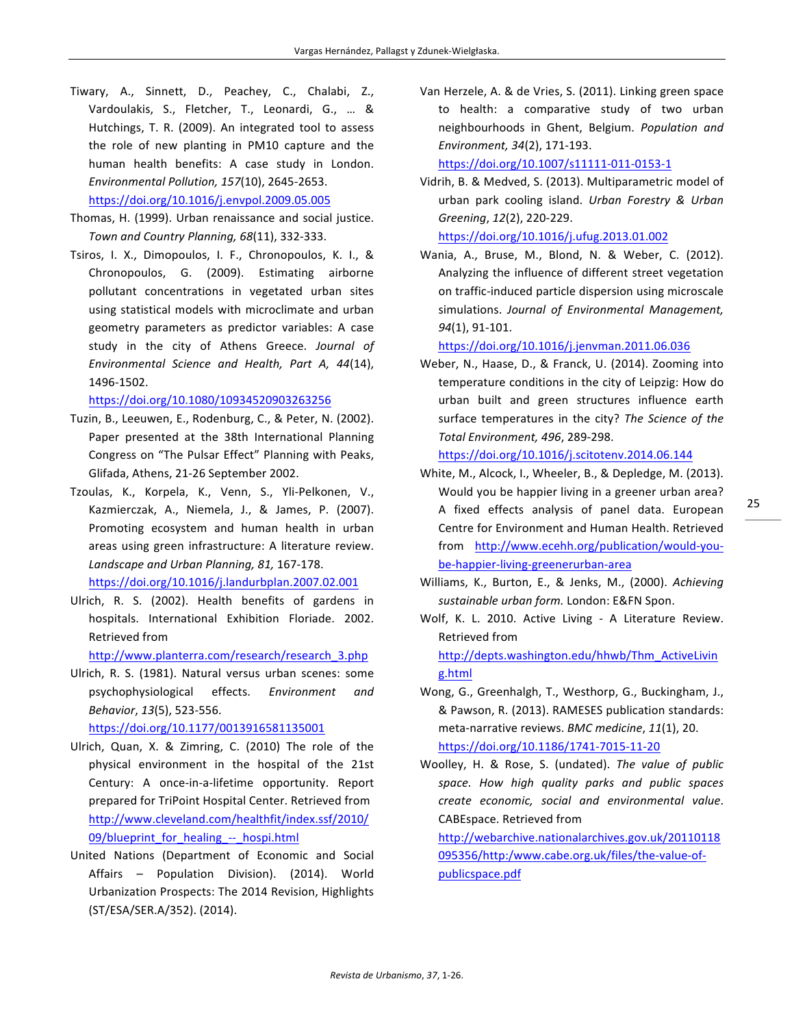Tiwary, A., Sinnett, D., Peachey, C., Chalabi, Z., Vardoulakis, S., Fletcher, T., Leonardi, G., … & Hutchings, T. R. (2009). An integrated tool to assess the role of new planting in PM10 capture and the human health benefits: A case study in London. *Environmental Pollution, 157*(10), 2645-2653. https://doi.org/10.1016/j.envpol.2009.05.005

Thomas, H. (1999). Urban renaissance and social justice. *Town and Country Planning, 68*(11), 332-333.

Tsiros, I. X., Dimopoulos, I. F., Chronopoulos, K. I., & Chronopoulos, G. (2009). Estimating airborne pollutant concentrations in vegetated urban sites using statistical models with microclimate and urban geometry parameters as predictor variables: A case study in the city of Athens Greece. *Journal of Environmental Science and Health, Part A, 44*(14), 1496-1502. https://doi.org/10.1080/10934520903263256

Tuzin, B., Leeuwen, E., Rodenburg, C., & Peter, N. (2002). Paper presented at the 38th International Planning Congress on "The Pulsar Effect" Planning with Peaks, Glifada, Athens, 21-26 September 2002.

Tzoulas, K., Korpela, K., Venn, S., Yli-Pelkonen, V., Kazmierczak, A., Niemela, J., & James, P. (2007). Promoting ecosystem and human health in urban areas using green infrastructure: A literature review. *Landscape and Urban Planning, 81,* 167-178. https://doi.org/10.1016/j.landurbplan.2007.02.001

Ulrich, R. S. (2002). Health benefits of gardens in hospitals. International Exhibition Floriade. 2002. Retrieved from http://www.planterra.com/research/research_3.php

Ulrich, R. S. (1981). Natural versus urban scenes: some psychophysiological effects. *Environment and Behavior*, *13*(5), 523-556. https://doi.org/10.1177/0013916581135001

Ulrich, Quan, X. & Zimring, C. (2010) The role of the physical environment in the hospital of the 21st Century: A once-in-a-lifetime opportunity. Report prepared for TriPoint Hospital Center. Retrieved from http://www.cleveland.com/healthfit/index.ssf/2010/09/blueprint_for_healing_--_hospi.html

United Nations (Department of Economic and Social Affairs – Population Division). (2014). World Urbanization Prospects: The 2014 Revision, Highlights (ST/ESA/SER.A/352). (2014).

Van Herzele, A. & de Vries, S. (2011). Linking green space to health: a comparative study of two urban neighbourhoods in Ghent, Belgium. *Population and Environment, 34*(2), 171-193. https://doi.org/10.1007/s11111-011-0153-1

Vidrih, B. & Medved, S. (2013). Multiparametric model of urban park cooling island. *Urban Forestry & Urban Greening*, *12*(2), 220-229. https://doi.org/10.1016/j.ufug.2013.01.002

Wania, A., Bruse, M., Blond, N. & Weber, C. (2012). Analyzing the influence of different street vegetation on traffic-induced particle dispersion using microscale simulations. *Journal of Environmental Management, 94*(1), 91-101. https://doi.org/10.1016/j.jenvman.2011.06.036

Weber, N., Haase, D., & Franck, U. (2014). Zooming into temperature conditions in the city of Leipzig: How do urban built and green structures influence earth surface temperatures in the city? *The Science of the Total Environment, 496*, 289-298. https://doi.org/10.1016/j.scitotenv.2014.06.144

White, M., Alcock, I., Wheeler, B., & Depledge, M. (2013). Would you be happier living in a greener urban area? A fixed effects analysis of panel data. European Centre for Environment and Human Health. Retrieved from http://www.ecehh.org/publication/would-you-be-happier-living-greenerurban-area

Williams, K., Burton, E., & Jenks, M., (2000). *Achieving sustainable urban form.* London: E&FN Spon.

Wolf, K. L. 2010. Active Living - A Literature Review. Retrieved from http://depts.washington.edu/hhwb/Thm_ActiveLiving.html

Wong, G., Greenhalgh, T., Westhorp, G., Buckingham, J., & Pawson, R. (2013). RAMESES publication standards: meta-narrative reviews. *BMC medicine*, *11*(1), 20. https://doi.org/10.1186/1741-7015-11-20

Woolley, H. & Rose, S. (undated). *The value of public space. How high quality parks and public spaces create economic, social and environmental value*. CABEspace. Retrieved from http://webarchive.nationalarchives.gov.uk/20110118095356/http:/www.cabe.org.uk/files/the-value-of-publicspace.pdf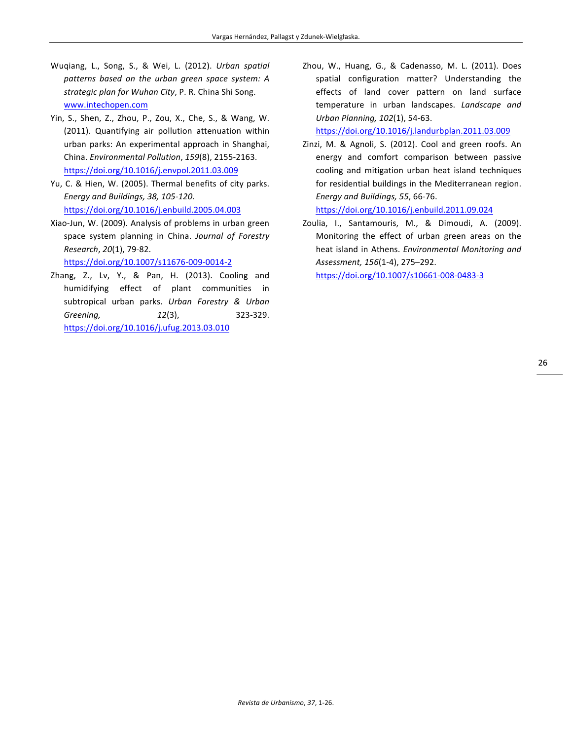Wuqiang, L., Song, S., & Wei, L. (2012). *Urban spatial patterns based on the urban green space system: A strategic plan for Wuhan City*, P. R. China Shi Song. www.intechopen.com

Yin, S., Shen, Z., Zhou, P., Zou, X., Che, S., & Wang, W. (2011). Quantifying air pollution attenuation within urban parks: An experimental approach in Shanghai, China. *Environmental Pollution*, *159*(8), 2155-2163. https://doi.org/10.1016/j.envpol.2011.03.009

Yu, C. & Hien, W. (2005). Thermal benefits of city parks. *Energy and Buildings, 38, 105-120.* https://doi.org/10.1016/j.enbuild.2005.04.003

Xiao-Jun, W. (2009). Analysis of problems in urban green space system planning in China. *Journal of Forestry Research*, *20*(1), 79-82. https://doi.org/10.1007/s11676-009-0014-2

Zhang, Z., Lv, Y., & Pan, H. (2013). Cooling and humidifying effect of plant communities in subtropical urban parks. *Urban Forestry & Urban Greening,* *12*(3), 323-329. https://doi.org/10.1016/j.ufug.2013.03.010

Zhou, W., Huang, G., & Cadenasso, M. L. (2011). Does spatial configuration matter? Understanding the effects of land cover pattern on land surface temperature in urban landscapes. *Landscape and Urban Planning, 102*(1), 54-63. https://doi.org/10.1016/j.landurbplan.2011.03.009

Zinzi, M. & Agnoli, S. (2012). Cool and green roofs. An energy and comfort comparison between passive cooling and mitigation urban heat island techniques for residential buildings in the Mediterranean region. *Energy and Buildings, 55*, 66-76. https://doi.org/10.1016/j.enbuild.2011.09.024

Zoulia, I., Santamouris, M., & Dimoudi, A. (2009). Monitoring the effect of urban green areas on the heat island in Athens. *Environmental Monitoring and Assessment, 156*(1-4), 275–292. https://doi.org/10.1007/s10661-008-0483-3